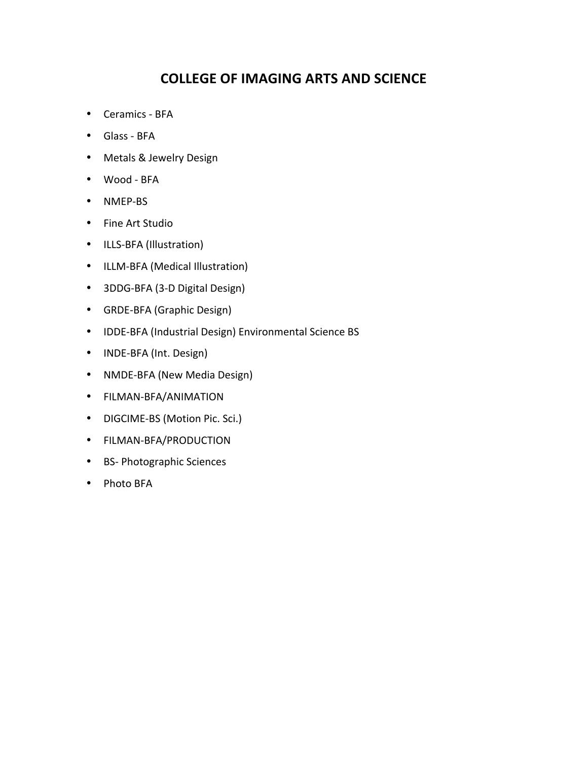# COLLEGE OF IMAGING ARTS AND SCIENCE

- Ceramics - BFA
- Glass - BFA
- Metals & Jewelry Design
- Wood - BFA
- NMEP-BS
- Fine Art Studio
- ILLS-BFA (Illustration)
- ILLM-BFA (Medical Illustration)
- 3DDG-BFA (3-D Digital Design)
- GRDE-BFA (Graphic Design)
- IDDE-BFA (Industrial Design) Environmental Science BS
- INDE-BFA (Int. Design)
- NMDE-BFA (New Media Design)
- FILMAN-BFA/ANIMATION
- DIGCIME-BS (Motion Pic. Sci.)
- FILMAN-BFA/PRODUCTION
- BS- Photographic Sciences
- Photo BFA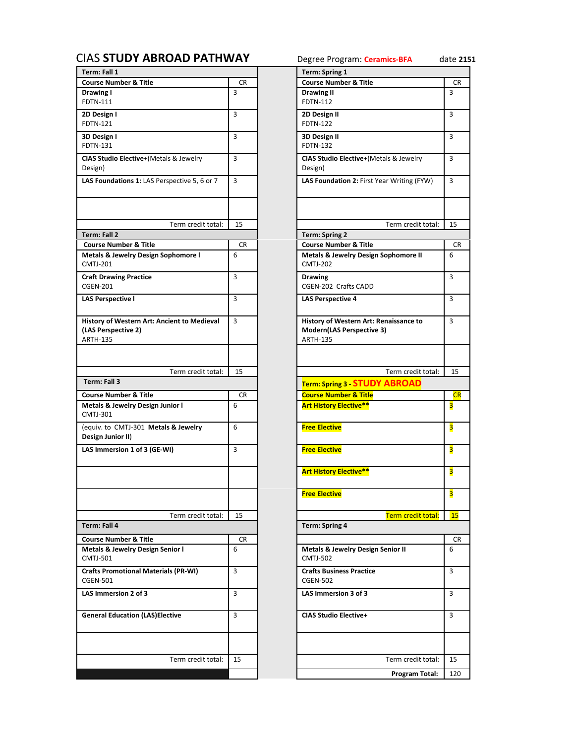# CIAS STUDY ABROAD PATHWAY

Degree Program: **Ceramics-BFA** date **2151**

| Term: Fall 1 | | Term: Spring 1 | |
|---|---|---|---|
| **Course Number & Title** | CR | **Course Number & Title** | CR |
| **Drawing I** FDTN-111 | 3 | **Drawing II** FDTN-112 | 3 |
| **2D Design I** FDTN-121 | 3 | **2D Design II** FDTN-122 | 3 |
| **3D Design I** FDTN-131 | 3 | **3D Design II** FDTN-132 | 3 |
| **CIAS Studio Elective**+(Metals & Jewelry Design) | 3 | **CIAS Studio Elective**+(Metals & Jewelry Design) | 3 |
| **LAS Foundations 1:** LAS Perspective 5, 6 or 7 | 3 | **LAS Foundation 2:** First Year Writing (FYW) | 3 |
| | | | |
| Term credit total: | 15 | Term credit total: | 15 |
| **Term: Fall 2** | | **Term: Spring 2** | |
| **Course Number & Title** | CR | **Course Number & Title** | CR |
| **Metals & Jewelry Design Sophomore I** CMTJ-201 | 6 | **Metals & Jewelry Design Sophomore II** CMTJ-202 | 6 |
| **Craft Drawing Practice** CGEN-201 | 3 | **Drawing** CGEN-202 Crafts CADD | 3 |
| **LAS Perspective I** | 3 | **LAS Perspective 4** | 3 |
| **History of Western Art: Ancient to Medieval (LAS Perspective 2)** ARTH-135 | 3 | **History of Western Art: Renaissance to Modern(LAS Perspective 3)** ARTH-135 | 3 |
| | | | |
| Term credit total: | 15 | Term credit total: | 15 |
| **Term: Fall 3** | | **Term: Spring 3 - STUDY ABROAD** | |
| **Course Number & Title** | CR | **Course Number & Title** | **CR** |
| **Metals & Jewelry Design Junior I** CMTJ-301 | 6 | **Art History Elective**** | 3 |
| (equiv. to CMTJ-301 **Metals & Jewelry Design Junior II**) | 6 | **Free Elective** | 3 |
| **LAS Immersion 1 of 3 (GE-WI)** | 3 | **Free Elective** | 3 |
| | | **Art History Elective**** | 3 |
| | | **Free Elective** | 3 |
| Term credit total: | 15 | Term credit total: | 15 |
| **Term: Fall 4** | | **Term: Spring 4** | |
| **Course Number & Title** | CR | | CR |
| **Metals & Jewelry Design Senior I** CMTJ-501 | 6 | **Metals & Jewelry Design Senior II** CMTJ-502 | 6 |
| **Crafts Promotional Materials (PR-WI)** CGEN-501 | 3 | **Crafts Business Practice** CGEN-502 | 3 |
| **LAS Immersion 2 of 3** | 3 | **LAS Immersion 3 of 3** | 3 |
| **General Education (LAS)Elective** | 3 | **CIAS Studio Elective+** | 3 |
| | | | |
| Term credit total: | 15 | Term credit total: | 15 |
| | | **Program Total:** | 120 |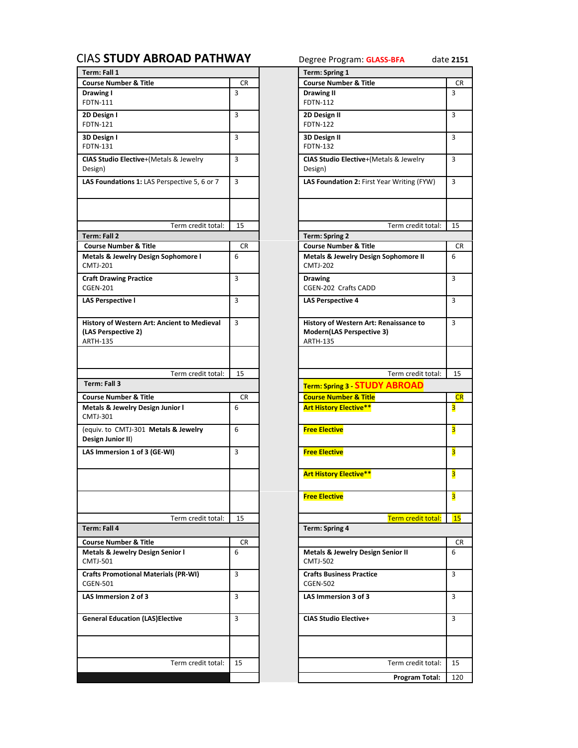# CIAS **STUDY ABROAD PATHWAY**

Degree Program: **GLASS-BFA** date **2151**

| **Term: Fall 1** | | **Term: Spring 1** | |
|---|---|---|---|
| **Course Number & Title** | CR | **Course Number & Title** | CR |
| **Drawing I** FDTN-111 | 3 | **Drawing II** FDTN-112 | 3 |
| **2D Design I** FDTN-121 | 3 | **2D Design II** FDTN-122 | 3 |
| **3D Design I** FDTN-131 | 3 | **3D Design II** FDTN-132 | 3 |
| **CIAS Studio Elective**+(Metals & Jewelry Design) | 3 | **CIAS Studio Elective**+(Metals & Jewelry Design) | 3 |
| **LAS Foundations 1:** LAS Perspective 5, 6 or 7 | 3 | **LAS Foundation 2:** First Year Writing (FYW) | 3 |
| | | | |
| Term credit total: | 15 | Term credit total: | 15 |
| **Term: Fall 2** | | **Term: Spring 2** | |
| **Course Number & Title** | CR | **Course Number & Title** | CR |
| **Metals & Jewelry Design Sophomore I** CMTJ-201 | 6 | **Metals & Jewelry Design Sophomore II** CMTJ-202 | 6 |
| **Craft Drawing Practice** CGEN-201 | 3 | **Drawing** CGEN-202 Crafts CADD | 3 |
| **LAS Perspective I** | 3 | **LAS Perspective 4** | 3 |
| **History of Western Art: Ancient to Medieval (LAS Perspective 2)** ARTH-135 | 3 | **History of Western Art: Renaissance to Modern(LAS Perspective 3)** ARTH-135 | 3 |
| | | | |
| Term credit total: | 15 | Term credit total: | 15 |
| **Term: Fall 3** | | **Term: Spring 3 - STUDY ABROAD** | |
| **Course Number & Title** | CR | **Course Number & Title** | **CR** |
| **Metals & Jewelry Design Junior I** CMTJ-301 | 6 | **Art History Elective**** | **3** |
| (equiv. to CMTJ-301 **Metals & Jewelry Design Junior II**) | 6 | **Free Elective** | **3** |
| **LAS Immersion 1 of 3 (GE-WI)** | 3 | **Free Elective** | **3** |
| | | **Art History Elective**** | **3** |
| | | **Free Elective** | **3** |
| Term credit total: | 15 | Term credit total: | 15 |
| **Term: Fall 4** | | **Term: Spring 4** | |
| **Course Number & Title** | CR | | CR |
| **Metals & Jewelry Design Senior I** CMTJ-501 | 6 | **Metals & Jewelry Design Senior II** CMTJ-502 | 6 |
| **Crafts Promotional Materials (PR-WI)** CGEN-501 | 3 | **Crafts Business Practice** CGEN-502 | 3 |
| **LAS Immersion 2 of 3** | 3 | **LAS Immersion 3 of 3** | 3 |
| **General Education (LAS)Elective** | 3 | **CIAS Studio Elective+** | 3 |
| | | | |
| Term credit total: | 15 | Term credit total: | 15 |
| | | **Program Total:** | 120 |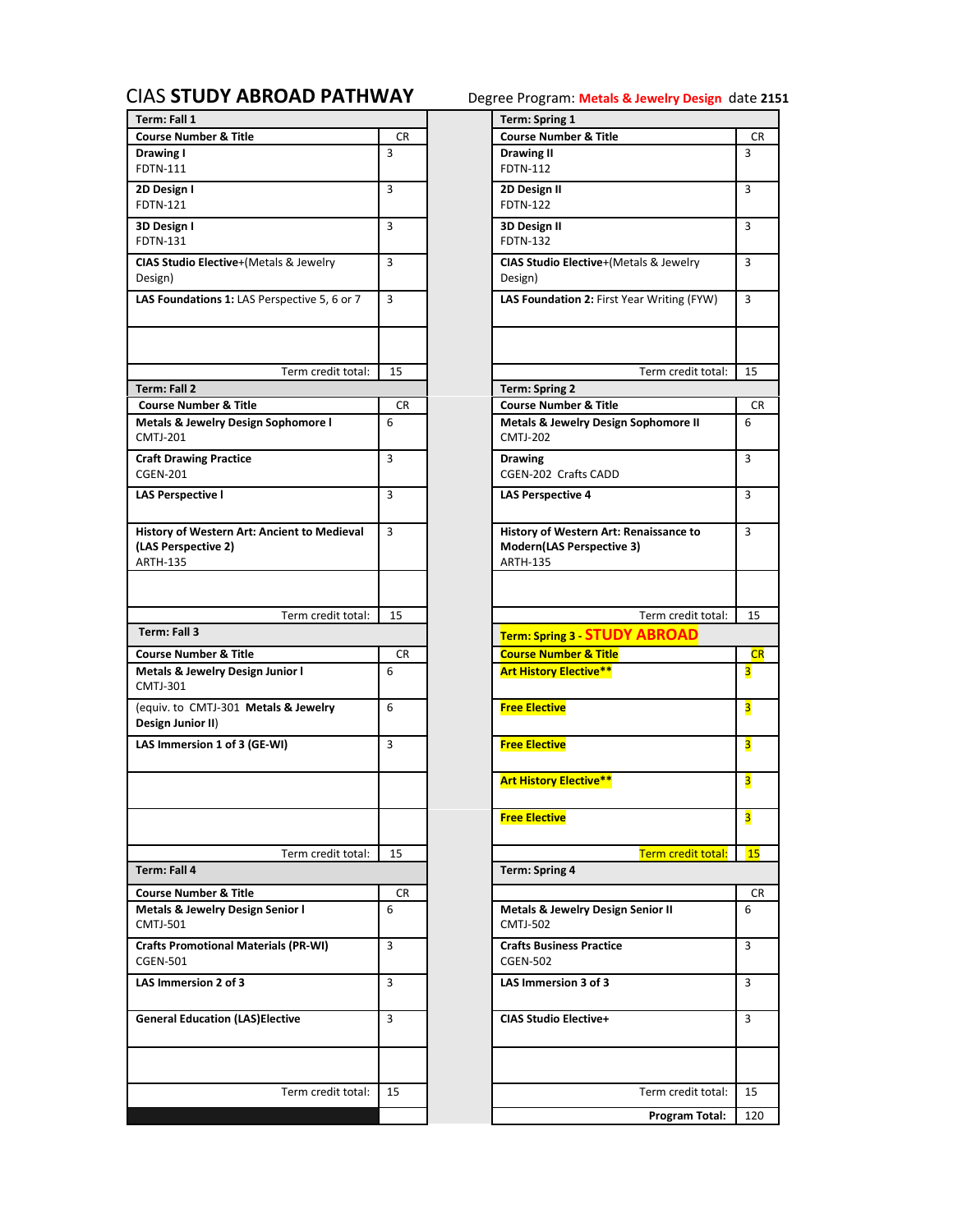# CIAS **STUDY ABROAD PATHWAY**

Degree Program: **Metals & Jewelry Design** date **2151**

| **Term: Fall 1** | | **Term: Spring 1** | |
|---|---|---|---|
| **Course Number & Title** | CR | **Course Number & Title** | CR |
| **Drawing I** FDTN-111 | 3 | **Drawing II** FDTN-112 | 3 |
| **2D Design I** FDTN-121 | 3 | **2D Design II** FDTN-122 | 3 |
| **3D Design I** FDTN-131 | 3 | **3D Design II** FDTN-132 | 3 |
| **CIAS Studio Elective**+(Metals & Jewelry Design) | 3 | **CIAS Studio Elective**+(Metals & Jewelry Design) | 3 |
| **LAS Foundations 1:** LAS Perspective 5, 6 or 7 | 3 | **LAS Foundation 2:** First Year Writing (FYW) | 3 |
| | | | |
| Term credit total: | 15 | Term credit total: | 15 |
| **Term: Fall 2** | | **Term: Spring 2** | |
| **Course Number & Title** | CR | **Course Number & Title** | CR |
| **Metals & Jewelry Design Sophomore I** CMTJ-201 | 6 | **Metals & Jewelry Design Sophomore II** CMTJ-202 | 6 |
| **Craft Drawing Practice** CGEN-201 | 3 | **Drawing** CGEN-202 Crafts CADD | 3 |
| **LAS Perspective I** | 3 | **LAS Perspective 4** | 3 |
| **History of Western Art: Ancient to Medieval (LAS Perspective 2)** ARTH-135 | 3 | **History of Western Art: Renaissance to Modern(LAS Perspective 3)** ARTH-135 | 3 |
| | | | |
| Term credit total: | 15 | Term credit total: | 15 |
| **Term: Fall 3** | | **Term: Spring 3 - STUDY ABROAD** | |
| **Course Number & Title** | CR | **Course Number & Title** | CR |
| **Metals & Jewelry Design Junior I** CMTJ-301 | 6 | **Art History Elective**** | 3 |
| (equiv. to CMTJ-301 **Metals & Jewelry Design Junior II**) | 6 | **Free Elective** | 3 |
| **LAS Immersion 1 of 3 (GE-WI)** | 3 | **Free Elective** | 3 |
| | | **Art History Elective**** | 3 |
| | | **Free Elective** | 3 |
| Term credit total: | 15 | Term credit total: | 15 |
| **Term: Fall 4** | | **Term: Spring 4** | |
| **Course Number & Title** | CR | | CR |
| **Metals & Jewelry Design Senior I** CMTJ-501 | 6 | **Metals & Jewelry Design Senior II** CMTJ-502 | 6 |
| **Crafts Promotional Materials (PR-WI)** CGEN-501 | 3 | **Crafts Business Practice** CGEN-502 | 3 |
| **LAS Immersion 2 of 3** | 3 | **LAS Immersion 3 of 3** | 3 |
| **General Education (LAS)Elective** | 3 | **CIAS Studio Elective+** | 3 |
| | | | |
| Term credit total: | 15 | Term credit total: | 15 |
| | | **Program Total:** | 120 |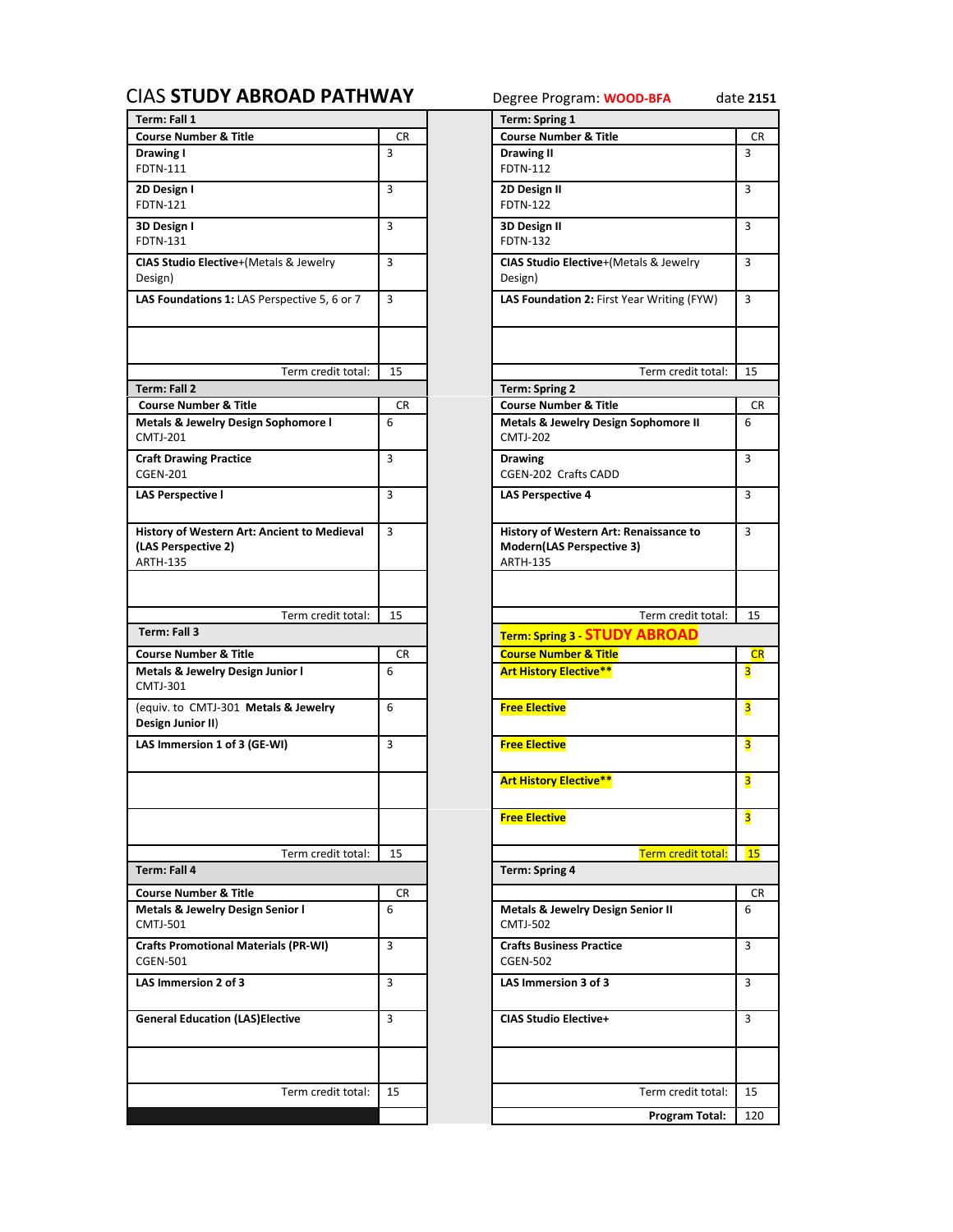# CIAS **STUDY ABROAD PATHWAY**

Degree Program: **WOOD-BFA** date **2151**

| Term: Fall 1 | | Term: Spring 1 | |
|---|---|---|---|
| **Course Number & Title** | CR | **Course Number & Title** | CR |
| **Drawing I** FDTN-111 | 3 | **Drawing II** FDTN-112 | 3 |
| **2D Design I** FDTN-121 | 3 | **2D Design II** FDTN-122 | 3 |
| **3D Design I** FDTN-131 | 3 | **3D Design II** FDTN-132 | 3 |
| **CIAS Studio Elective**+(Metals & Jewelry Design) | 3 | **CIAS Studio Elective**+(Metals & Jewelry Design) | 3 |
| **LAS Foundations 1:** LAS Perspective 5, 6 or 7 | 3 | **LAS Foundation 2:** First Year Writing (FYW) | 3 |
| | | | |
| Term credit total: | 15 | Term credit total: | 15 |

| Term: Fall 2 | | Term: Spring 2 | |
|---|---|---|---|
| **Course Number & Title** | CR | **Course Number & Title** | CR |
| **Metals & Jewelry Design Sophomore I** CMTJ-201 | 6 | **Metals & Jewelry Design Sophomore II** CMTJ-202 | 6 |
| **Craft Drawing Practice** CGEN-201 | 3 | **Drawing** CGEN-202 Crafts CADD | 3 |
| **LAS Perspective I** | 3 | **LAS Perspective 4** | 3 |
| **History of Western Art: Ancient to Medieval (LAS Perspective 2)** ARTH-135 | 3 | **History of Western Art: Renaissance to Modern(LAS Perspective 3)** ARTH-135 | 3 |
| | | | |
| Term credit total: | 15 | Term credit total: | 15 |

| Term: Fall 3 | | Term: Spring 3 - STUDY ABROAD | |
|---|---|---|---|
| **Course Number & Title** | CR | **Course Number & Title** | CR |
| **Metals & Jewelry Design Junior I** CMTJ-301 | 6 | **Art History Elective\*\*** | 3 |
| (equiv. to CMTJ-301 **Metals & Jewelry Design Junior II**) | 6 | **Free Elective** | 3 |
| **LAS Immersion 1 of 3 (GE-WI)** | 3 | **Free Elective** | 3 |
| | | **Art History Elective\*\*** | 3 |
| | | **Free Elective** | 3 |
| Term credit total: | 15 | Term credit total: | 15 |

| Term: Fall 4 | | Term: Spring 4 | |
|---|---|---|---|
| **Course Number & Title** | CR | | CR |
| **Metals & Jewelry Design Senior I** CMTJ-501 | 6 | **Metals & Jewelry Design Senior II** CMTJ-502 | 6 |
| **Crafts Promotional Materials (PR-WI)** CGEN-501 | 3 | **Crafts Business Practice** CGEN-502 | 3 |
| **LAS Immersion 2 of 3** | 3 | **LAS Immersion 3 of 3** | 3 |
| **General Education (LAS)Elective** | 3 | **CIAS Studio Elective+** | 3 |
| | | | |
| Term credit total: | 15 | Term credit total: | 15 |
| | | **Program Total:** | 120 |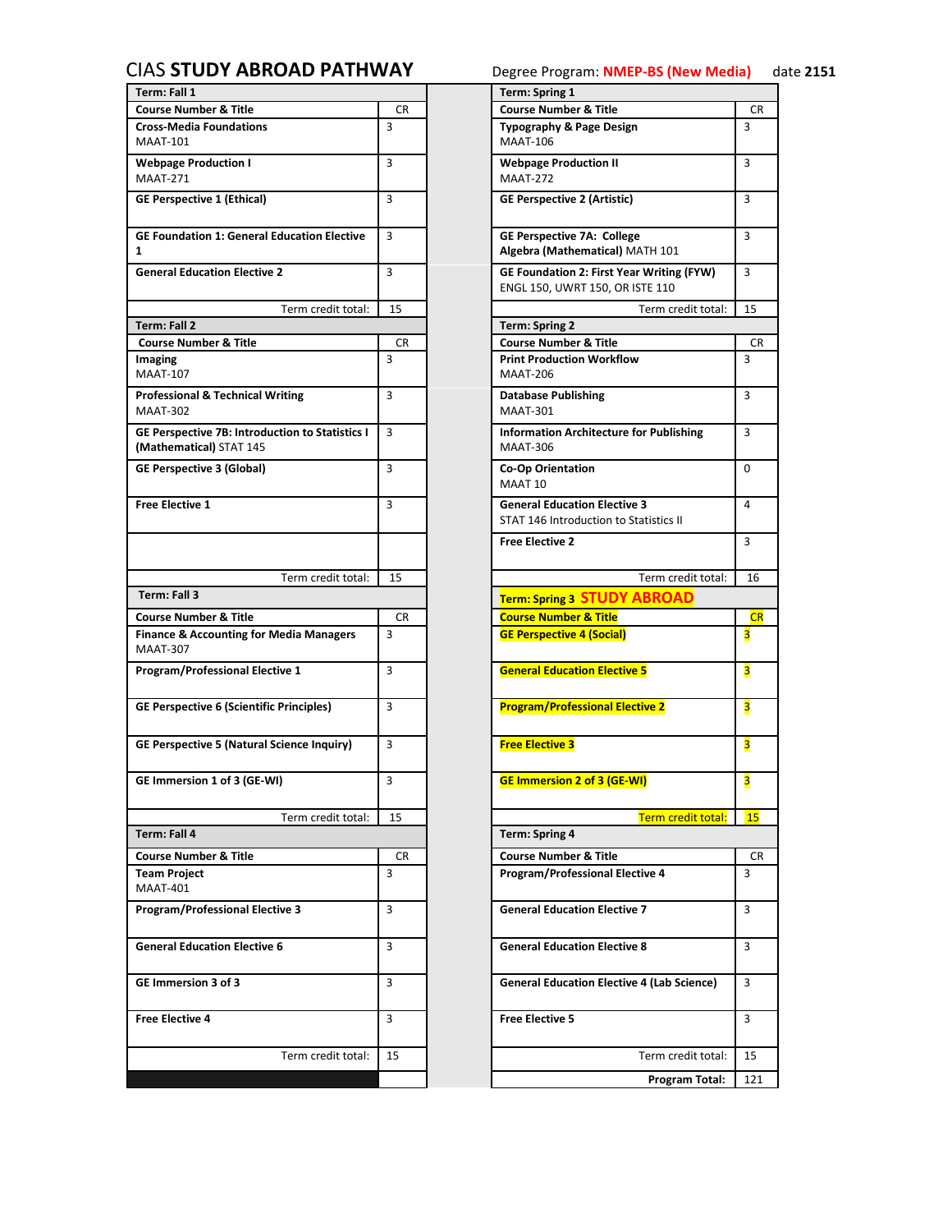# CIAS **STUDY ABROAD PATHWAY**

Degree Program: **NMEP-BS (New Media)** date **2151**

| **Term: Fall 1** | | **Term: Spring 1** | |
|---|---|---|---|
| **Course Number & Title** | CR | **Course Number & Title** | CR |
| **Cross-Media Foundations** MAAT-101 | 3 | **Typography & Page Design** MAAT-106 | 3 |
| **Webpage Production I** MAAT-271 | 3 | **Webpage Production II** MAAT-272 | 3 |
| **GE Perspective 1 (Ethical)** | 3 | **GE Perspective 2 (Artistic)** | 3 |
| **GE Foundation 1: General Education Elective 1** | 3 | **GE Perspective 7A: College Algebra (Mathematical)** MATH 101 | 3 |
| **General Education Elective 2** | 3 | **GE Foundation 2: First Year Writing (FYW)** ENGL 150, UWRT 150, OR ISTE 110 | 3 |
| Term credit total: | 15 | Term credit total: | 15 |
| **Term: Fall 2** | | **Term: Spring 2** | |
| **Course Number & Title** | CR | **Course Number & Title** | CR |
| **Imaging** MAAT-107 | 3 | **Print Production Workflow** MAAT-206 | 3 |
| **Professional & Technical Writing** MAAT-302 | 3 | **Database Publishing** MAAT-301 | 3 |
| **GE Perspective 7B: Introduction to Statistics I (Mathematical)** STAT 145 | 3 | **Information Architecture for Publishing** MAAT-306 | 3 |
| **GE Perspective 3 (Global)** | 3 | **Co-Op Orientation** MAAT 10 | 0 |
| **Free Elective 1** | 3 | **General Education Elective 3** STAT 146 Introduction to Statistics II | 4 |
| | | **Free Elective 2** | 3 |
| Term credit total: | 15 | Term credit total: | 16 |
| **Term: Fall 3** | | **Term: Spring 3 STUDY ABROAD** | |
| **Course Number & Title** | CR | **Course Number & Title** | CR |
| **Finance & Accounting for Media Managers** MAAT-307 | 3 | **GE Perspective 4 (Social)** | 3 |
| **Program/Professional Elective 1** | 3 | **General Education Elective 5** | 3 |
| **GE Perspective 6 (Scientific Principles)** | 3 | **Program/Professional Elective 2** | 3 |
| **GE Perspective 5 (Natural Science Inquiry)** | 3 | **Free Elective 3** | 3 |
| **GE Immersion 1 of 3 (GE-WI)** | 3 | **GE Immersion 2 of 3 (GE-WI)** | 3 |
| Term credit total: | 15 | Term credit total: | 15 |
| **Term: Fall 4** | | **Term: Spring 4** | |
| **Course Number & Title** | CR | **Course Number & Title** | CR |
| **Team Project** MAAT-401 | 3 | **Program/Professional Elective 4** | 3 |
| **Program/Professional Elective 3** | 3 | **General Education Elective 7** | 3 |
| **General Education Elective 6** | 3 | **General Education Elective 8** | 3 |
| **GE Immersion 3 of 3** | 3 | **General Education Elective 4 (Lab Science)** | 3 |
| **Free Elective 4** | 3 | **Free Elective 5** | 3 |
| Term credit total: | 15 | Term credit total: | 15 |
| | | **Program Total:** | 121 |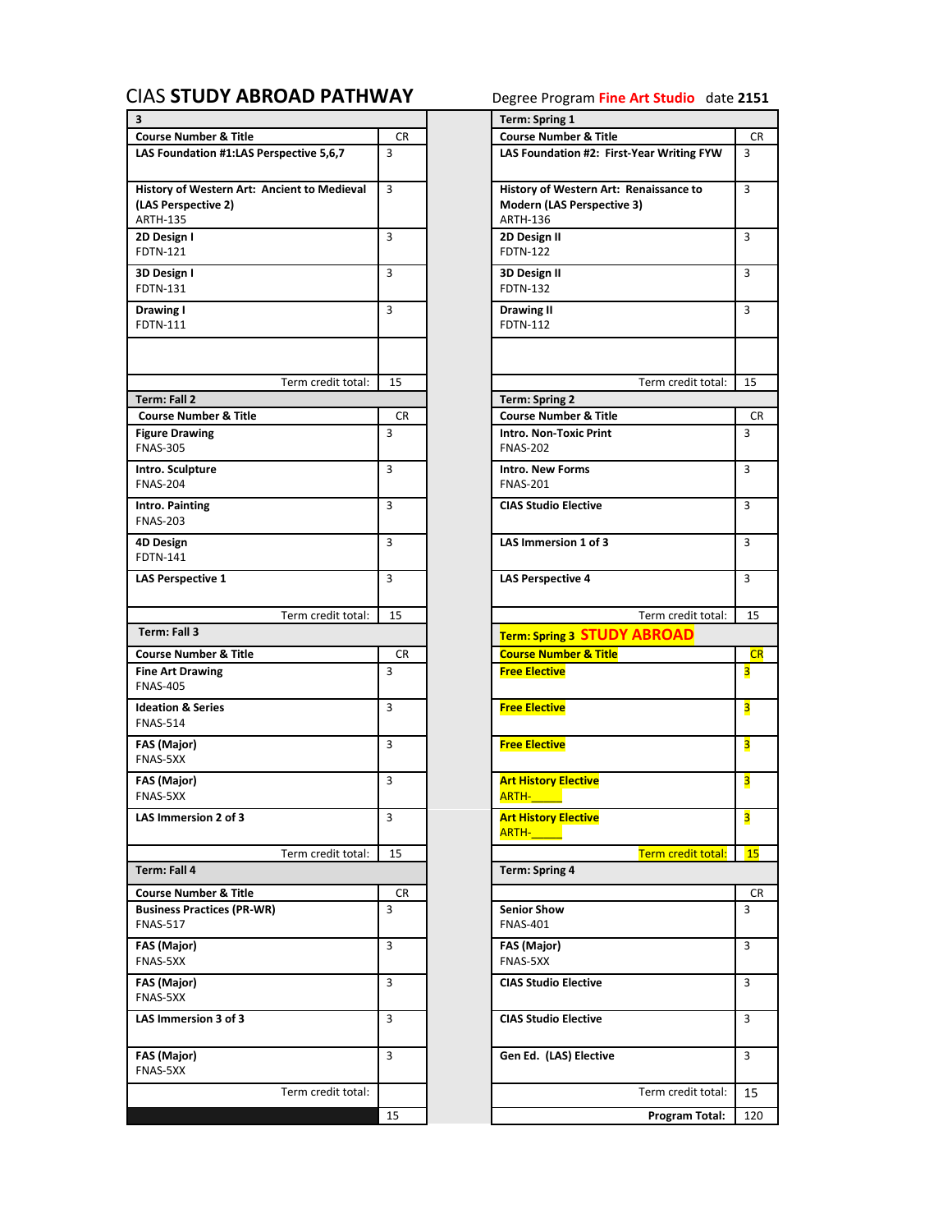# CIAS STUDY ABROAD PATHWAY

Degree Program **Fine Art Studio** date **2151**

| 3 | |
|---|---|
| **Course Number & Title** | CR |
| **LAS Foundation #1:LAS Perspective 5,6,7** | 3 |
| **History of Western Art: Ancient to Medieval (LAS Perspective 2)** ARTH-135 | 3 |
| **2D Design I** FDTN-121 | 3 |
| **3D Design I** FDTN-131 | 3 |
| **Drawing I** FDTN-111 | 3 |
| | |
| Term credit total: | 15 |

| Term: Spring 1 | |
|---|---|
| **Course Number & Title** | CR |
| **LAS Foundation #2: First-Year Writing FYW** | 3 |
| **History of Western Art: Renaissance to Modern (LAS Perspective 3)** ARTH-136 | 3 |
| **2D Design II** FDTN-122 | 3 |
| **3D Design II** FDTN-132 | 3 |
| **Drawing II** FDTN-112 | 3 |
| | |
| Term credit total: | 15 |

| Term: Fall 2 | |
|---|---|
| **Course Number & Title** | CR |
| **Figure Drawing** FNAS-305 | 3 |
| **Intro. Sculpture** FNAS-204 | 3 |
| **Intro. Painting** FNAS-203 | 3 |
| **4D Design** FDTN-141 | 3 |
| **LAS Perspective 1** | 3 |
| Term credit total: | 15 |

| Term: Spring 2 | |
|---|---|
| **Course Number & Title** | CR |
| **Intro. Non-Toxic Print** FNAS-202 | 3 |
| **Intro. New Forms** FNAS-201 | 3 |
| **CIAS Studio Elective** | 3 |
| **LAS Immersion 1 of 3** | 3 |
| **LAS Perspective 4** | 3 |
| Term credit total: | 15 |

| Term: Fall 3 | |
|---|---|
| **Course Number & Title** | CR |
| **Fine Art Drawing** FNAS-405 | 3 |
| **Ideation & Series** FNAS-514 | 3 |
| **FAS (Major)** FNAS-5XX | 3 |
| **FAS (Major)** FNAS-5XX | 3 |
| **LAS Immersion 2 of 3** | 3 |
| Term credit total: | 15 |

| Term: Spring 3 STUDY ABROAD | |
|---|---|
| **Course Number & Title** | CR |
| **Free Elective** | 3 |
| **Free Elective** | 3 |
| **Free Elective** | 3 |
| **Art History Elective** ARTH-_____ | 3 |
| **Art History Elective** ARTH-_____ | 3 |
| Term credit total: | 15 |

| Term: Fall 4 | |
|---|---|
| **Course Number & Title** | CR |
| **Business Practices (PR-WR)** FNAS-517 | 3 |
| **FAS (Major)** FNAS-5XX | 3 |
| **FAS (Major)** FNAS-5XX | 3 |
| **LAS Immersion 3 of 3** | 3 |
| **FAS (Major)** FNAS-5XX | 3 |
| Term credit total: | 15 |

| Term: Spring 4 | |
|---|---|
| | CR |
| **Senior Show** FNAS-401 | 3 |
| **FAS (Major)** FNAS-5XX | 3 |
| **CIAS Studio Elective** | 3 |
| **CIAS Studio Elective** | 3 |
| **Gen Ed. (LAS) Elective** | 3 |
| Term credit total: | 15 |
| **Program Total:** | 120 |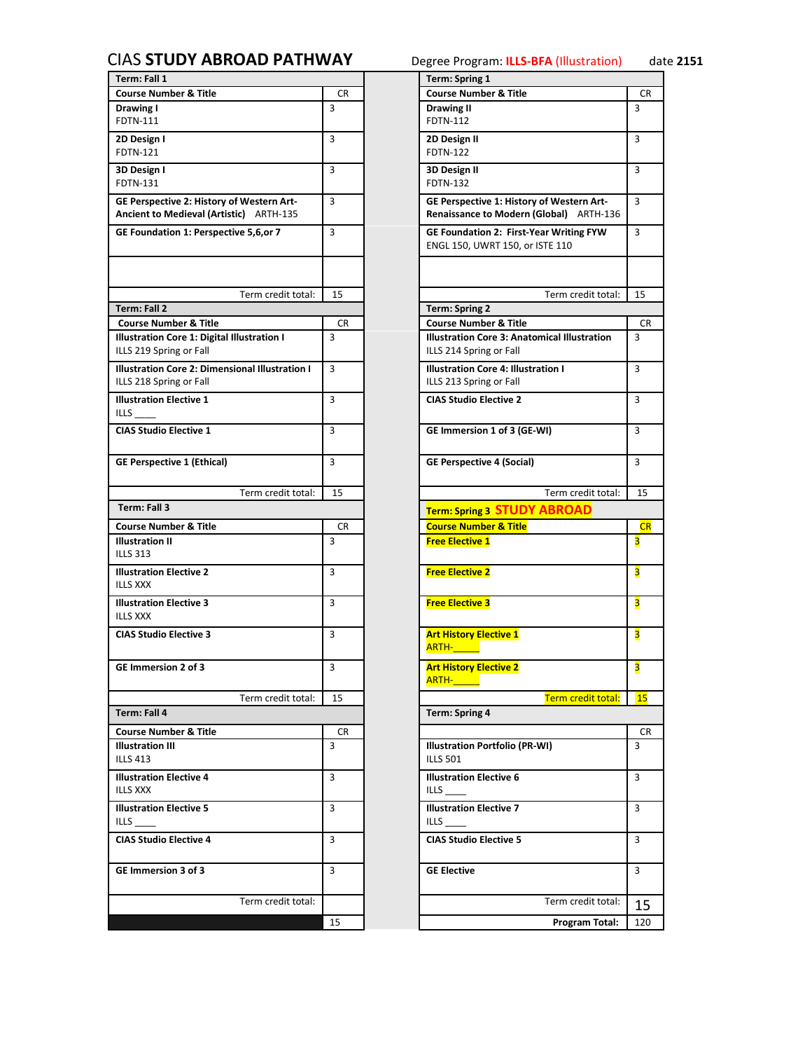# CIAS STUDY ABROAD PATHWAY

Degree Program: **ILLS-BFA** (Illustration) date **2151**

| Term: Fall 1 | | Term: Spring 1 | |
|---|---|---|---|
| **Course Number & Title** | **CR** | **Course Number & Title** | **CR** |
| **Drawing I** FDTN-111 | 3 | **Drawing II** FDTN-112 | 3 |
| **2D Design I** FDTN-121 | 3 | **2D Design II** FDTN-122 | 3 |
| **3D Design I** FDTN-131 | 3 | **3D Design II** FDTN-132 | 3 |
| **GE Perspective 2: History of Western Art-Ancient to Medieval (Artistic)** ARTH-135 | 3 | **GE Perspective 1: History of Western Art-Renaissance to Modern (Global)** ARTH-136 | 3 |
| **GE Foundation 1: Perspective 5,6,or 7** | 3 | **GE Foundation 2: First-Year Writing FYW** ENGL 150, UWRT 150, or ISTE 110 | 3 |
| | | | |
| Term credit total: | 15 | Term credit total: | 15 |

| Term: Fall 2 | | Term: Spring 2 | |
|---|---|---|---|
| **Course Number & Title** | **CR** | **Course Number & Title** | **CR** |
| **Illustration Core 1: Digital Illustration I** ILLS 219 Spring or Fall | 3 | **Illustration Core 3: Anatomical Illustration** ILLS 214 Spring or Fall | 3 |
| **Illustration Core 2: Dimensional Illustration I** ILLS 218 Spring or Fall | 3 | **Illustration Core 4: Illustration I** ILLS 213 Spring or Fall | 3 |
| **Illustration Elective 1** ILLS ____ | 3 | **CIAS Studio Elective 2** | 3 |
| **CIAS Studio Elective 1** | 3 | **GE Immersion 1 of 3 (GE-WI)** | 3 |
| **GE Perspective 1 (Ethical)** | 3 | **GE Perspective 4 (Social)** | 3 |
| Term credit total: | 15 | Term credit total: | 15 |

| Term: Fall 3 | | Term: Spring 3 STUDY ABROAD | |
|---|---|---|---|
| **Course Number & Title** | **CR** | **Course Number & Title** | **CR** |
| **Illustration II** ILLS 313 | 3 | **Free Elective 1** | 3 |
| **Illustration Elective 2** ILLS XXX | 3 | **Free Elective 2** | 3 |
| **Illustration Elective 3** ILLS XXX | 3 | **Free Elective 3** | 3 |
| **CIAS Studio Elective 3** | 3 | **Art History Elective 1** ARTH-_____ | 3 |
| **GE Immersion 2 of 3** | 3 | **Art History Elective 2** ARTH-_____ | 3 |
| Term credit total: | 15 | Term credit total: | 15 |

| Term: Fall 4 | | Term: Spring 4 | |
|---|---|---|---|
| **Course Number & Title** | **CR** | | **CR** |
| **Illustration III** ILLS 413 | 3 | **Illustration Portfolio (PR-WI)** ILLS 501 | 3 |
| **Illustration Elective 4** ILLS XXX | 3 | **Illustration Elective 6** ILLS ____ | 3 |
| **Illustration Elective 5** ILLS ____ | 3 | **Illustration Elective 7** ILLS ____ | 3 |
| **CIAS Studio Elective 4** | 3 | **CIAS Studio Elective 5** | 3 |
| **GE Immersion 3 of 3** | 3 | **GE Elective** | 3 |
| Term credit total: | | Term credit total: | 15 |
| | 15 | **Program Total:** | 120 |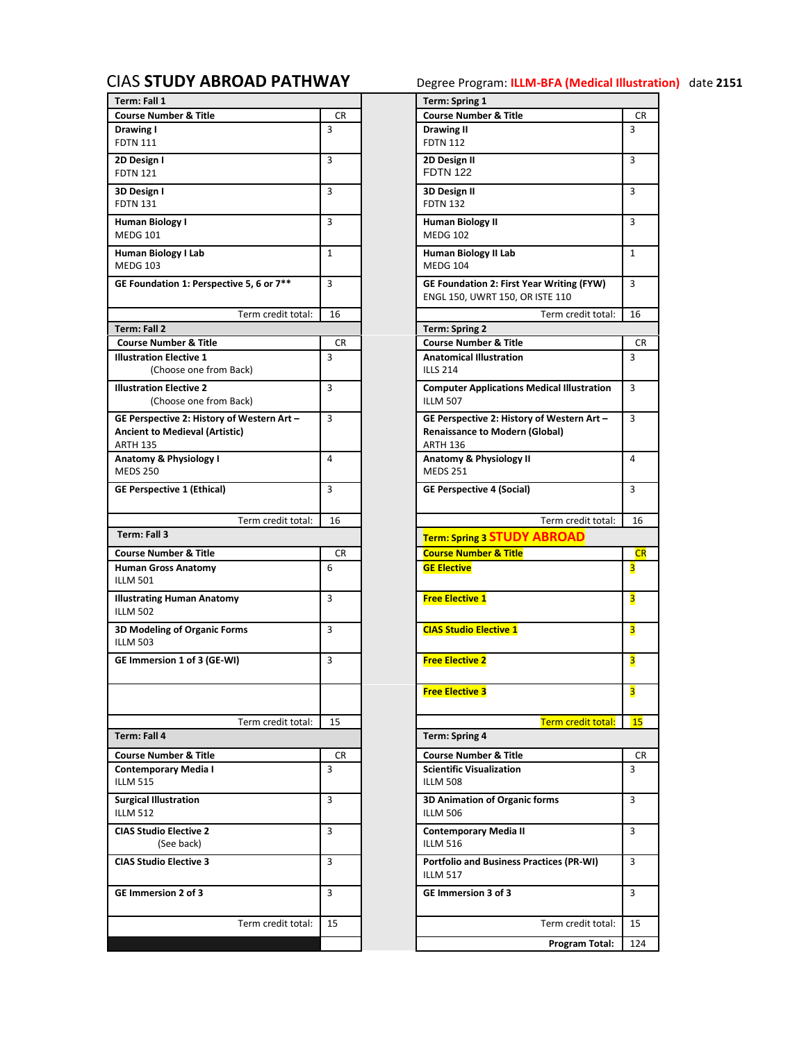# CIAS STUDY ABROAD PATHWAY

Degree Program: **ILLM-BFA (Medical Illustration)** date **2151**

| Term: Fall 1 | | Term: Spring 1 | |
|---|---|---|---|
| **Course Number & Title** | CR | **Course Number & Title** | CR |
| **Drawing I** FDTN 111 | 3 | **Drawing II** FDTN 112 | 3 |
| **2D Design I** FDTN 121 | 3 | **2D Design II** FDTN 122 | 3 |
| **3D Design I** FDTN 131 | 3 | **3D Design II** FDTN 132 | 3 |
| **Human Biology I** MEDG 101 | 3 | **Human Biology II** MEDG 102 | 3 |
| **Human Biology I Lab** MEDG 103 | 1 | **Human Biology II Lab** MEDG 104 | 1 |
| **GE Foundation 1: Perspective 5, 6 or 7**** | 3 | **GE Foundation 2: First Year Writing (FYW)** ENGL 150, UWRT 150, OR ISTE 110 | 3 |
| Term credit total: | 16 | Term credit total: | 16 |

| Term: Fall 2 | | Term: Spring 2 | |
|---|---|---|---|
| **Course Number & Title** | CR | **Course Number & Title** | CR |
| **Illustration Elective 1** (Choose one from Back) | 3 | **Anatomical Illustration** ILLS 214 | 3 |
| **Illustration Elective 2** (Choose one from Back) | 3 | **Computer Applications Medical Illustration** ILLM 507 | 3 |
| **GE Perspective 2: History of Western Art – Ancient to Medieval (Artistic)** ARTH 135 | 3 | **GE Perspective 2: History of Western Art – Renaissance to Modern (Global)** ARTH 136 | 3 |
| **Anatomy & Physiology I** MEDS 250 | 4 | **Anatomy & Physiology II** MEDS 251 | 4 |
| **GE Perspective 1 (Ethical)** | 3 | **GE Perspective 4 (Social)** | 3 |
| Term credit total: | 16 | Term credit total: | 16 |

| Term: Fall 3 | | Term: Spring 3 STUDY ABROAD | |
|---|---|---|---|
| **Course Number & Title** | CR | **Course Number & Title** | CR |
| **Human Gross Anatomy** ILLM 501 | 6 | **GE Elective** | 3 |
| **Illustrating Human Anatomy** ILLM 502 | 3 | **Free Elective 1** | 3 |
| **3D Modeling of Organic Forms** ILLM 503 | 3 | **CIAS Studio Elective 1** | 3 |
| **GE Immersion 1 of 3 (GE-WI)** | 3 | **Free Elective 2** | 3 |
| | | **Free Elective 3** | 3 |
| Term credit total: | 15 | Term credit total: | 15 |

| Term: Fall 4 | | Term: Spring 4 | |
|---|---|---|---|
| **Course Number & Title** | CR | **Course Number & Title** | CR |
| **Contemporary Media I** ILLM 515 | 3 | **Scientific Visualization** ILLM 508 | 3 |
| **Surgical Illustration** ILLM 512 | 3 | **3D Animation of Organic forms** ILLM 506 | 3 |
| **CIAS Studio Elective 2** (See back) | 3 | **Contemporary Media II** ILLM 516 | 3 |
| **CIAS Studio Elective 3** | 3 | **Portfolio and Business Practices (PR-WI)** ILLM 517 | 3 |
| **GE Immersion 2 of 3** | 3 | **GE Immersion 3 of 3** | 3 |
| Term credit total: | 15 | Term credit total: | 15 |
| | | **Program Total:** | 124 |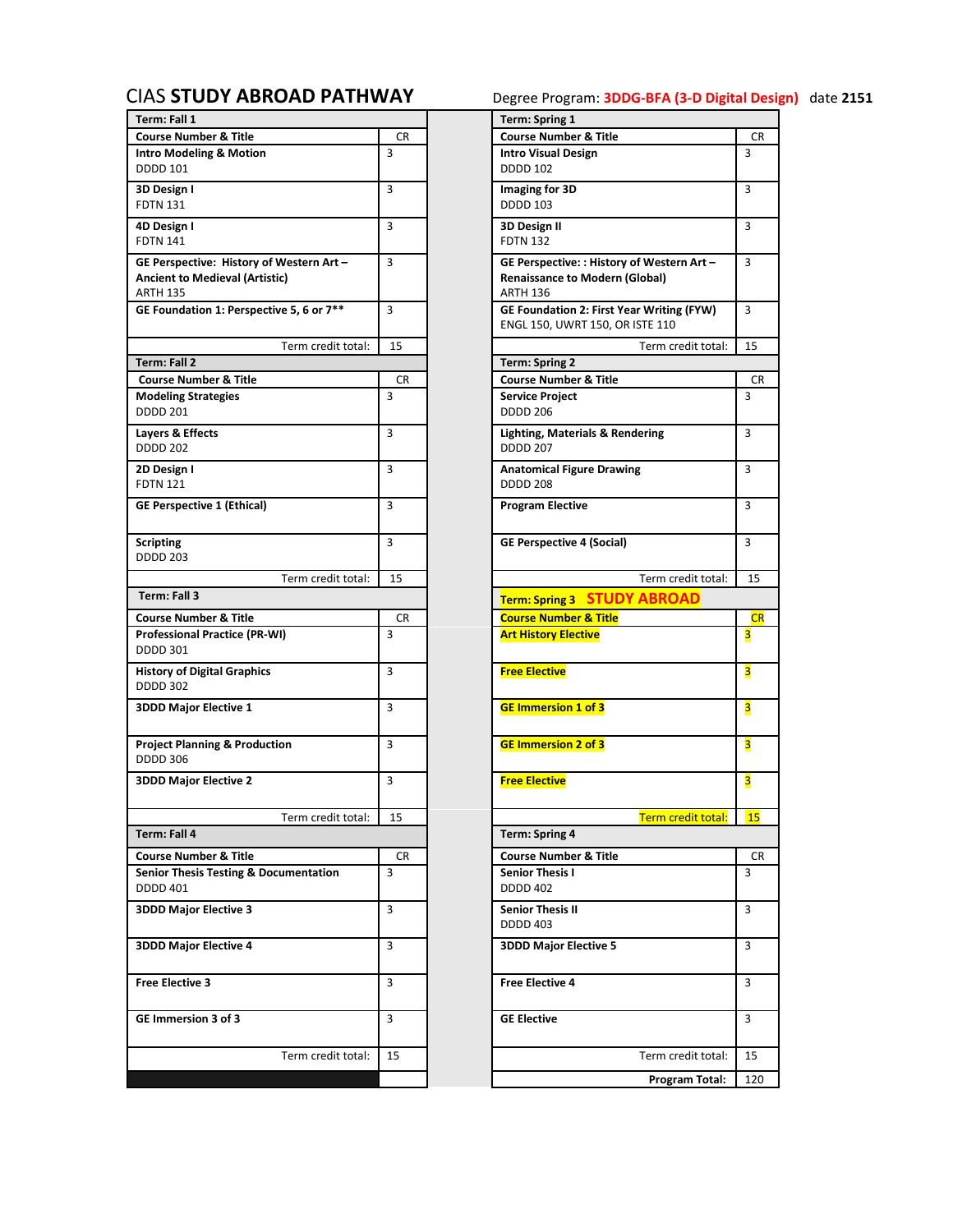# CIAS **STUDY ABROAD PATHWAY**

Degree Program: **3DDG-BFA (3-D Digital Design)** date **2151**

| Term: Fall 1 | | Term: Spring 1 | |
|---|---|---|---|
| **Course Number & Title** | CR | **Course Number & Title** | CR |
| **Intro Modeling & Motion** DDDD 101 | 3 | **Intro Visual Design** DDDD 102 | 3 |
| **3D Design I** FDTN 131 | 3 | **Imaging for 3D** DDDD 103 | 3 |
| **4D Design I** FDTN 141 | 3 | **3D Design II** FDTN 132 | 3 |
| **GE Perspective: History of Western Art – Ancient to Medieval (Artistic)** ARTH 135 | 3 | **GE Perspective: : History of Western Art – Renaissance to Modern (Global)** ARTH 136 | 3 |
| **GE Foundation 1: Perspective 5, 6 or 7\*\*** | 3 | **GE Foundation 2: First Year Writing (FYW)** ENGL 150, UWRT 150, OR ISTE 110 | 3 |
| Term credit total: | 15 | Term credit total: | 15 |

| Term: Fall 2 | | Term: Spring 2 | |
|---|---|---|---|
| **Course Number & Title** | CR | **Course Number & Title** | CR |
| **Modeling Strategies** DDDD 201 | 3 | **Service Project** DDDD 206 | 3 |
| **Layers & Effects** DDDD 202 | 3 | **Lighting, Materials & Rendering** DDDD 207 | 3 |
| **2D Design I** FDTN 121 | 3 | **Anatomical Figure Drawing** DDDD 208 | 3 |
| **GE Perspective 1 (Ethical)** | 3 | **Program Elective** | 3 |
| **Scripting** DDDD 203 | 3 | **GE Perspective 4 (Social)** | 3 |
| Term credit total: | 15 | Term credit total: | 15 |

| Term: Fall 3 | | Term: Spring 3 **STUDY ABROAD** | |
|---|---|---|---|
| **Course Number & Title** | CR | **Course Number & Title** | CR |
| **Professional Practice (PR-WI)** DDDD 301 | 3 | **Art History Elective** | 3 |
| **History of Digital Graphics** DDDD 302 | 3 | **Free Elective** | 3 |
| **3DDD Major Elective 1** | 3 | **GE Immersion 1 of 3** | 3 |
| **Project Planning & Production** DDDD 306 | 3 | **GE Immersion 2 of 3** | 3 |
| **3DDD Major Elective 2** | 3 | **Free Elective** | 3 |
| Term credit total: | 15 | Term credit total: | 15 |

| Term: Fall 4 | | Term: Spring 4 | |
|---|---|---|---|
| **Course Number & Title** | CR | **Course Number & Title** | CR |
| **Senior Thesis Testing & Documentation** DDDD 401 | 3 | **Senior Thesis I** DDDD 402 | 3 |
| **3DDD Major Elective 3** | 3 | **Senior Thesis II** DDDD 403 | 3 |
| **3DDD Major Elective 4** | 3 | **3DDD Major Elective 5** | 3 |
| **Free Elective 3** | 3 | **Free Elective 4** | 3 |
| **GE Immersion 3 of 3** | 3 | **GE Elective** | 3 |
| Term credit total: | 15 | Term credit total: | 15 |
| | | **Program Total:** | 120 |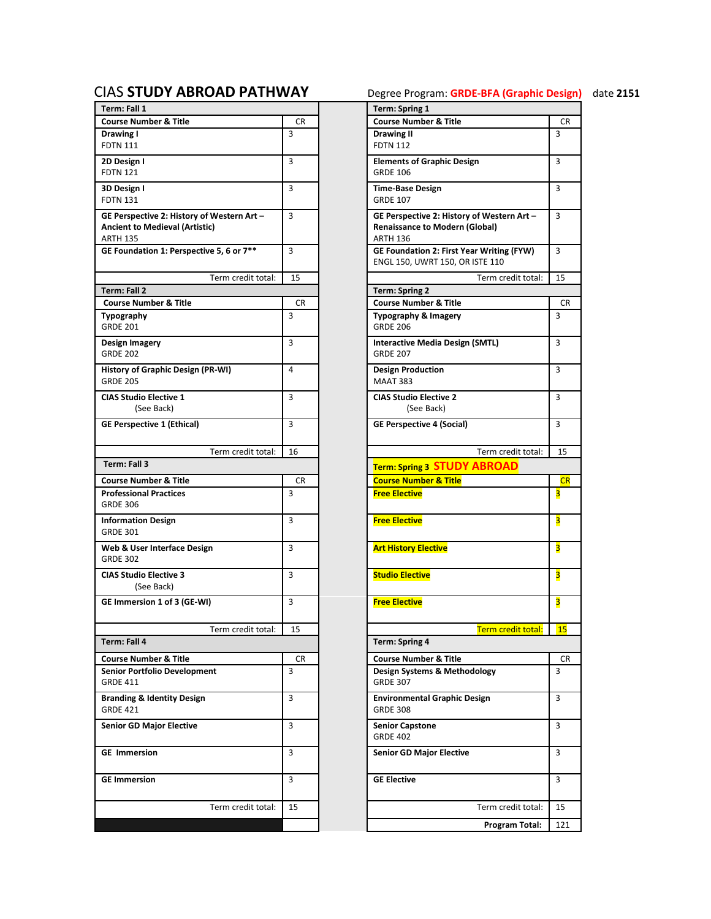# CIAS **STUDY ABROAD PATHWAY**

Degree Program: **GRDE-BFA (Graphic Design)** date **2151**

| Term: Fall 1 | |
|---|---|
| **Course Number & Title** | CR |
| **Drawing I** FDTN 111 | 3 |
| **2D Design I** FDTN 121 | 3 |
| **3D Design I** FDTN 131 | 3 |
| **GE Perspective 2: History of Western Art – Ancient to Medieval (Artistic)** ARTH 135 | 3 |
| **GE Foundation 1: Perspective 5, 6 or 7**** | 3 |
| Term credit total: | 15 |

| Term: Spring 1 | |
|---|---|
| **Course Number & Title** | CR |
| **Drawing II** FDTN 112 | 3 |
| **Elements of Graphic Design** GRDE 106 | 3 |
| **Time-Base Design** GRDE 107 | 3 |
| **GE Perspective 2: History of Western Art – Renaissance to Modern (Global)** ARTH 136 | 3 |
| **GE Foundation 2: First Year Writing (FYW)** ENGL 150, UWRT 150, OR ISTE 110 | 3 |
| Term credit total: | 15 |

| Term: Fall 2 | |
|---|---|
| **Course Number & Title** | CR |
| **Typography** GRDE 201 | 3 |
| **Design Imagery** GRDE 202 | 3 |
| **History of Graphic Design (PR-WI)** GRDE 205 | 4 |
| **CIAS Studio Elective 1** (See Back) | 3 |
| **GE Perspective 1 (Ethical)** | 3 |
| Term credit total: | 16 |

| Term: Spring 2 | |
|---|---|
| **Course Number & Title** | CR |
| **Typography & Imagery** GRDE 206 | 3 |
| **Interactive Media Design (SMTL)** GRDE 207 | 3 |
| **Design Production** MAAT 383 | 3 |
| **CIAS Studio Elective 2** (See Back) | 3 |
| **GE Perspective 4 (Social)** | 3 |
| Term credit total: | 15 |

| Term: Fall 3 | |
|---|---|
| **Course Number & Title** | CR |
| **Professional Practices** GRDE 306 | 3 |
| **Information Design** GRDE 301 | 3 |
| **Web & User Interface Design** GRDE 302 | 3 |
| **CIAS Studio Elective 3** (See Back) | 3 |
| **GE Immersion 1 of 3 (GE-WI)** | 3 |
| Term credit total: | 15 |

| Term: Spring 3 **STUDY ABROAD** | |
|---|---|
| **Course Number & Title** | CR |
| **Free Elective** | 3 |
| **Free Elective** | 3 |
| **Art History Elective** | 3 |
| **Studio Elective** | 3 |
| **Free Elective** | 3 |
| Term credit total: | 15 |

| Term: Fall 4 | |
|---|---|
| **Course Number & Title** | CR |
| **Senior Portfolio Development** GRDE 411 | 3 |
| **Branding & Identity Design** GRDE 421 | 3 |
| **Senior GD Major Elective** | 3 |
| **GE Immersion** | 3 |
| **GE Immersion** | 3 |
| Term credit total: | 15 |

| Term: Spring 4 | |
|---|---|
| **Course Number & Title** | CR |
| **Design Systems & Methodology** GRDE 307 | 3 |
| **Environmental Graphic Design** GRDE 308 | 3 |
| **Senior Capstone** GRDE 402 | 3 |
| **Senior GD Major Elective** | 3 |
| **GE Elective** | 3 |
| Term credit total: | 15 |
| **Program Total:** | 121 |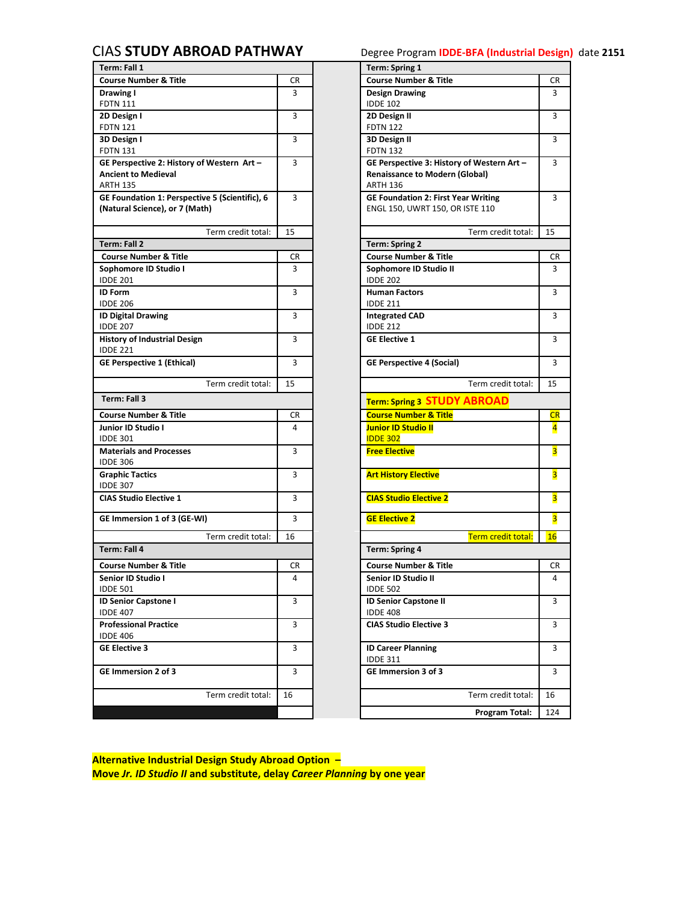# CIAS **STUDY ABROAD PATHWAY**

Degree Program **IDDE-BFA (Industrial Design)** date **2151**

| **Term: Fall 1** | | **Term: Spring 1** | |
|---|---|---|---|
| **Course Number & Title** | CR | **Course Number & Title** | CR |
| **Drawing I** FDTN 111 | 3 | **Design Drawing** IDDE 102 | 3 |
| **2D Design I** FDTN 121 | 3 | **2D Design II** FDTN 122 | 3 |
| **3D Design I** FDTN 131 | 3 | **3D Design II** FDTN 132 | 3 |
| **GE Perspective 2: History of Western Art – Ancient to Medieval** ARTH 135 | 3 | **GE Perspective 3: History of Western Art – Renaissance to Modern (Global)** ARTH 136 | 3 |
| **GE Foundation 1: Perspective 5 (Scientific), 6 (Natural Science), or 7 (Math)** | 3 | **GE Foundation 2: First Year Writing** ENGL 150, UWRT 150, OR ISTE 110 | 3 |
| Term credit total: | 15 | Term credit total: | 15 |
| **Term: Fall 2** | | **Term: Spring 2** | |
| **Course Number & Title** | CR | **Course Number & Title** | CR |
| **Sophomore ID Studio I** IDDE 201 | 3 | **Sophomore ID Studio II** IDDE 202 | 3 |
| **ID Form** IDDE 206 | 3 | **Human Factors** IDDE 211 | 3 |
| **ID Digital Drawing** IDDE 207 | 3 | **Integrated CAD** IDDE 212 | 3 |
| **History of Industrial Design** IDDE 221 | 3 | **GE Elective 1** | 3 |
| **GE Perspective 1 (Ethical)** | 3 | **GE Perspective 4 (Social)** | 3 |
| Term credit total: | 15 | Term credit total: | 15 |
| **Term: Fall 3** | | **Term: Spring 3 STUDY ABROAD** | |
| **Course Number & Title** | CR | **Course Number & Title** | CR |
| **Junior ID Studio I** IDDE 301 | 4 | **Junior ID Studio II** IDDE 302 | 4 |
| **Materials and Processes** IDDE 306 | 3 | **Free Elective** | 3 |
| **Graphic Tactics** IDDE 307 | 3 | **Art History Elective** | 3 |
| **CIAS Studio Elective 1** | 3 | **CIAS Studio Elective 2** | 3 |
| **GE Immersion 1 of 3 (GE-WI)** | 3 | **GE Elective 2** | 3 |
| Term credit total: | 16 | Term credit total: | 16 |
| **Term: Fall 4** | | **Term: Spring 4** | |
| **Course Number & Title** | CR | **Course Number & Title** | CR |
| **Senior ID Studio I** IDDE 501 | 4 | **Senior ID Studio II** IDDE 502 | 4 |
| **ID Senior Capstone I** IDDE 407 | 3 | **ID Senior Capstone II** IDDE 408 | 3 |
| **Professional Practice** IDDE 406 | 3 | **CIAS Studio Elective 3** | 3 |
| **GE Elective 3** | 3 | **ID Career Planning** IDDE 311 | 3 |
| **GE Immersion 2 of 3** | 3 | **GE Immersion 3 of 3** | 3 |
| Term credit total: | 16 | Term credit total: | 16 |
| | | **Program Total:** | 124 |

**Alternative Industrial Design Study Abroad Option –**
**Move *Jr. ID Studio II* and substitute, delay *Career Planning* by one year**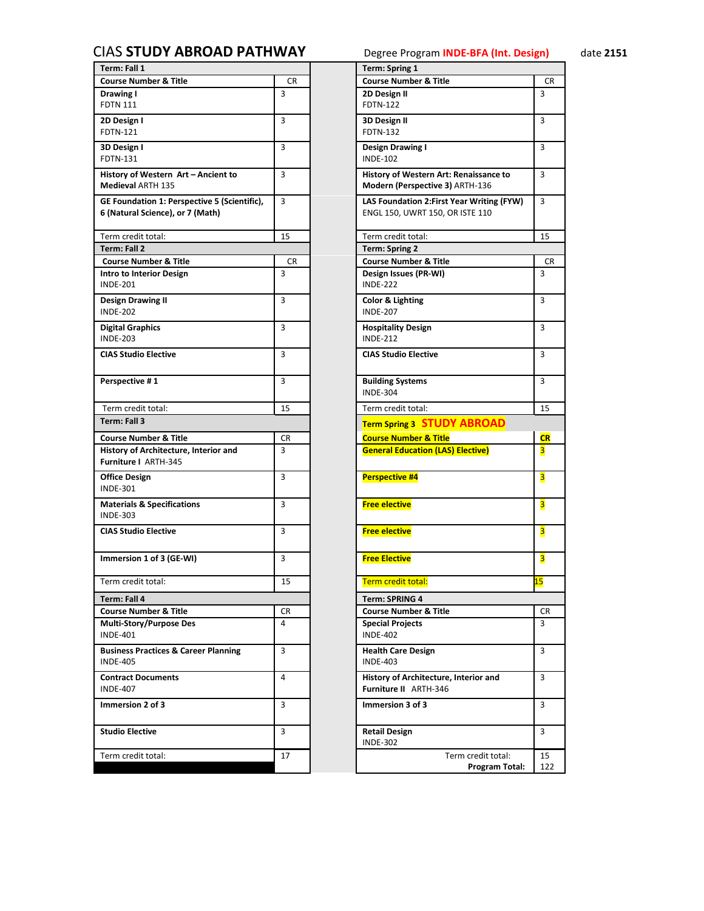# CIAS STUDY ABROAD PATHWAY

Degree Program **INDE-BFA (Int. Design)** date **2151**

| Term: Fall 1 | | Term: Spring 1 | |
|---|---|---|---|
| **Course Number & Title** | **CR** | **Course Number & Title** | **CR** |
| **Drawing I** FDTN 111 | 3 | **2D Design II** FDTN-122 | 3 |
| **2D Design I** FDTN-121 | 3 | **3D Design II** FDTN-132 | 3 |
| **3D Design I** FDTN-131 | 3 | **Design Drawing I** INDE-102 | 3 |
| **History of Western Art – Ancient to Medieval** ARTH 135 | 3 | **History of Western Art: Renaissance to Modern (Perspective 3)** ARTH-136 | 3 |
| **GE Foundation 1: Perspective 5 (Scientific), 6 (Natural Science), or 7 (Math)** | 3 | **LAS Foundation 2:First Year Writing (FYW)** ENGL 150, UWRT 150, OR ISTE 110 | 3 |
| Term credit total: | 15 | Term credit total: | 15 |
| **Term: Fall 2** | | **Term: Spring 2** | |
| **Course Number & Title** | **CR** | **Course Number & Title** | **CR** |
| **Intro to Interior Design** INDE-201 | 3 | **Design Issues (PR-WI)** INDE-222 | 3 |
| **Design Drawing II** INDE-202 | 3 | **Color & Lighting** INDE-207 | 3 |
| **Digital Graphics** INDE-203 | 3 | **Hospitality Design** INDE-212 | 3 |
| **CIAS Studio Elective** | 3 | **CIAS Studio Elective** | 3 |
| **Perspective # 1** | 3 | **Building Systems** INDE-304 | 3 |
| Term credit total: | 15 | Term credit total: | 15 |
| **Term: Fall 3** | | **Term Spring 3 STUDY ABROAD** | |
| **Course Number & Title** | **CR** | **Course Number & Title** | **CR** |
| **History of Architecture, Interior and Furniture I** ARTH-345 | 3 | **General Education (LAS) Elective)** | 3 |
| **Office Design** INDE-301 | 3 | **Perspective #4** | 3 |
| **Materials & Specifications** INDE-303 | 3 | **Free elective** | 3 |
| **CIAS Studio Elective** | 3 | **Free elective** | 3 |
| **Immersion 1 of 3 (GE-WI)** | 3 | **Free Elective** | 3 |
| Term credit total: | 15 | Term credit total: | 15 |
| **Term: Fall 4** | | **Term: SPRING 4** | |
| **Course Number & Title** | **CR** | **Course Number & Title** | **CR** |
| **Multi-Story/Purpose Des** INDE-401 | 4 | **Special Projects** INDE-402 | 3 |
| **Business Practices & Career Planning** INDE-405 | 3 | **Health Care Design** INDE-403 | 3 |
| **Contract Documents** INDE-407 | 4 | **History of Architecture, Interior and Furniture II** ARTH-346 | 3 |
| **Immersion 2 of 3** | 3 | **Immersion 3 of 3** | 3 |
| **Studio Elective** | 3 | **Retail Design** INDE-302 | 3 |
| Term credit total: | 17 | Term credit total: | 15 |
| | | **Program Total:** | 122 |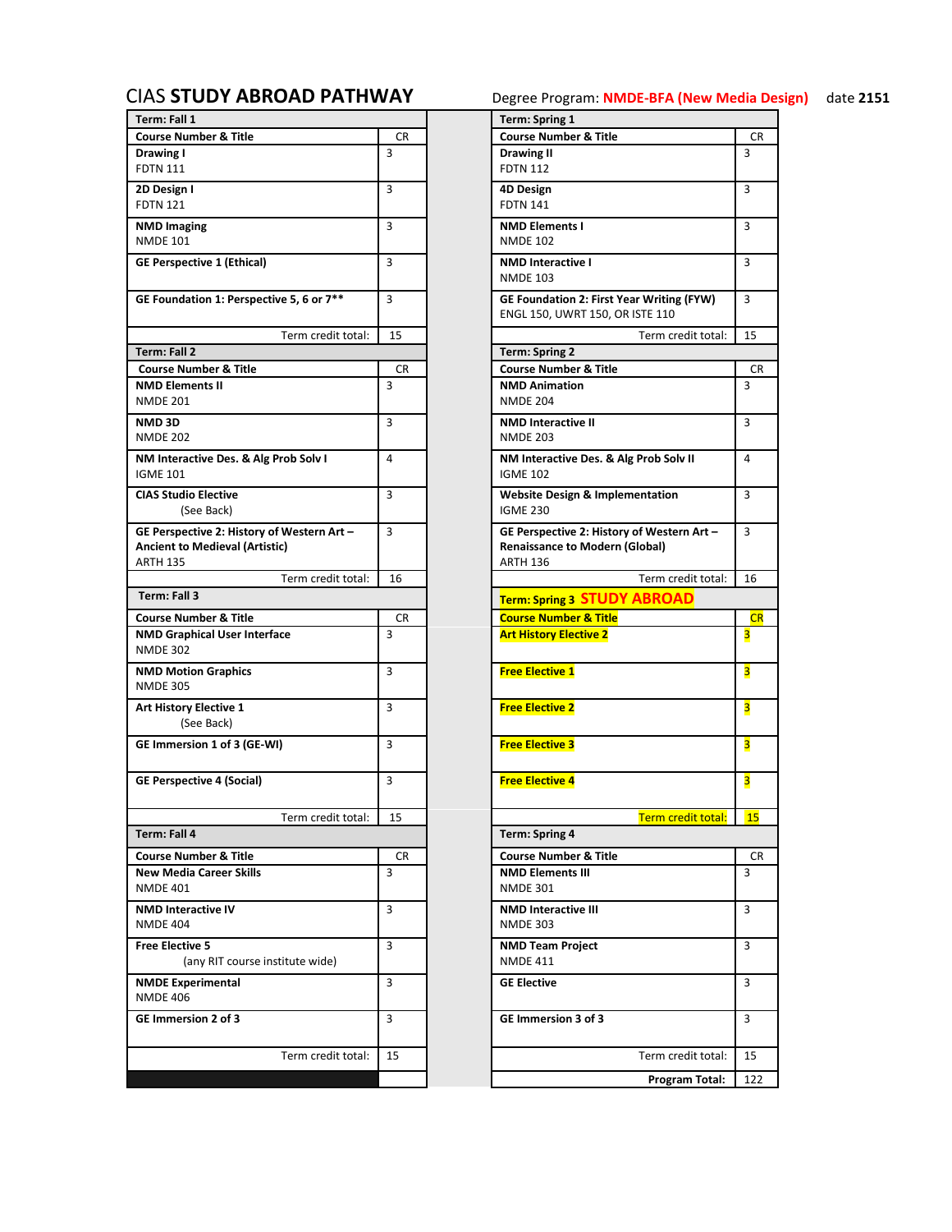# CIAS STUDY ABROAD PATHWAY

Degree Program: **NMDE-BFA (New Media Design)** date **2151**

| Term: Fall 1 | | Term: Spring 1 | |
|---|---|---|---|
| **Course Number & Title** | CR | **Course Number & Title** | CR |
| **Drawing I** FDTN 111 | 3 | **Drawing II** FDTN 112 | 3 |
| **2D Design I** FDTN 121 | 3 | **4D Design** FDTN 141 | 3 |
| **NMD Imaging** NMDE 101 | 3 | **NMD Elements I** NMDE 102 | 3 |
| **GE Perspective 1 (Ethical)** | 3 | **NMD Interactive I** NMDE 103 | 3 |
| **GE Foundation 1: Perspective 5, 6 or 7**** | 3 | **GE Foundation 2: First Year Writing (FYW)** ENGL 150, UWRT 150, OR ISTE 110 | 3 |
| Term credit total: | 15 | Term credit total: | 15 |

| Term: Fall 2 | | Term: Spring 2 | |
|---|---|---|---|
| **Course Number & Title** | CR | **Course Number & Title** | CR |
| **NMD Elements II** NMDE 201 | 3 | **NMD Animation** NMDE 204 | 3 |
| **NMD 3D** NMDE 202 | 3 | **NMD Interactive II** NMDE 203 | 3 |
| **NM Interactive Des. & Alg Prob Solv I** IGME 101 | 4 | **NM Interactive Des. & Alg Prob Solv II** IGME 102 | 4 |
| **CIAS Studio Elective** (See Back) | 3 | **Website Design & Implementation** IGME 230 | 3 |
| **GE Perspective 2: History of Western Art – Ancient to Medieval (Artistic)** ARTH 135 | 3 | **GE Perspective 2: History of Western Art – Renaissance to Modern (Global)** ARTH 136 | 3 |
| Term credit total: | 16 | Term credit total: | 16 |

| Term: Fall 3 | | Term: Spring 3 STUDY ABROAD | |
|---|---|---|---|
| **Course Number & Title** | CR | **Course Number & Title** | CR |
| **NMD Graphical User Interface** NMDE 302 | 3 | **Art History Elective 2** | 3 |
| **NMD Motion Graphics** NMDE 305 | 3 | **Free Elective 1** | 3 |
| **Art History Elective 1** (See Back) | 3 | **Free Elective 2** | 3 |
| **GE Immersion 1 of 3 (GE-WI)** | 3 | **Free Elective 3** | 3 |
| **GE Perspective 4 (Social)** | 3 | **Free Elective 4** | 3 |
| Term credit total: | 15 | Term credit total: | 15 |

| Term: Fall 4 | | Term: Spring 4 | |
|---|---|---|---|
| **Course Number & Title** | CR | **Course Number & Title** | CR |
| **New Media Career Skills** NMDE 401 | 3 | **NMD Elements III** NMDE 301 | 3 |
| **NMD Interactive IV** NMDE 404 | 3 | **NMD Interactive III** NMDE 303 | 3 |
| **Free Elective 5** (any RIT course institute wide) | 3 | **NMD Team Project** NMDE 411 | 3 |
| **NMDE Experimental** NMDE 406 | 3 | **GE Elective** | 3 |
| **GE Immersion 2 of 3** | 3 | **GE Immersion 3 of 3** | 3 |
| Term credit total: | 15 | Term credit total: | 15 |
| | | **Program Total:** | 122 |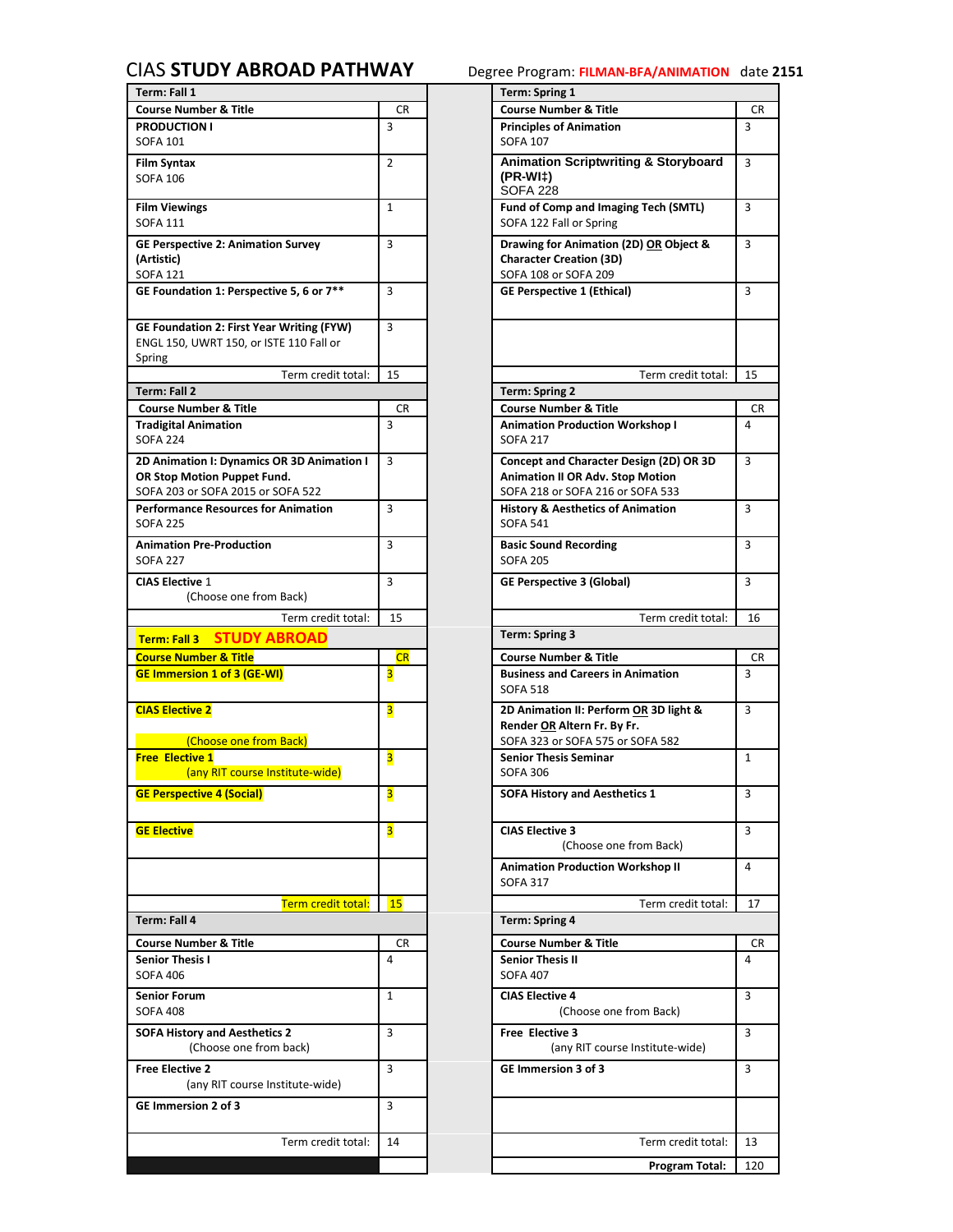# CIAS **STUDY ABROAD PATHWAY**

Degree Program: **FILMAN-BFA/ANIMATION** date **2151**

| Term: Fall 1 | | Term: Spring 1 | |
|---|---|---|---|
| **Course Number & Title** | CR | **Course Number & Title** | CR |
| **PRODUCTION I** SOFA 101 | 3 | **Principles of Animation** SOFA 107 | 3 |
| **Film Syntax** SOFA 106 | 2 | **Animation Scriptwriting & Storyboard (PR-WI‡)** SOFA 228 | 3 |
| **Film Viewings** SOFA 111 | 1 | **Fund of Comp and Imaging Tech (SMTL)** SOFA 122 Fall or Spring | 3 |
| **GE Perspective 2: Animation Survey (Artistic)** SOFA 121 | 3 | **Drawing for Animation (2D) OR Object & Character Creation (3D)** SOFA 108 or SOFA 209 | 3 |
| **GE Foundation 1: Perspective 5, 6 or 7**** | 3 | **GE Perspective 1 (Ethical)** | 3 |
| **GE Foundation 2: First Year Writing (FYW)** ENGL 150, UWRT 150, or ISTE 110 Fall or Spring | 3 | | |
| Term credit total: | 15 | Term credit total: | 15 |

| Term: Fall 2 | | Term: Spring 2 | |
|---|---|---|---|
| **Course Number & Title** | CR | **Course Number & Title** | CR |
| **Tradigital Animation** SOFA 224 | 3 | **Animation Production Workshop I** SOFA 217 | 4 |
| **2D Animation I: Dynamics OR 3D Animation I OR Stop Motion Puppet Fund.** SOFA 203 or SOFA 2015 or SOFA 522 | 3 | **Concept and Character Design (2D) OR 3D Animation II OR Adv. Stop Motion** SOFA 218 or SOFA 216 or SOFA 533 | 3 |
| **Performance Resources for Animation** SOFA 225 | 3 | **History & Aesthetics of Animation** SOFA 541 | 3 |
| **Animation Pre-Production** SOFA 227 | 3 | **Basic Sound Recording** SOFA 205 | 3 |
| **CIAS Elective** 1 (Choose one from Back) | 3 | **GE Perspective 3 (Global)** | 3 |
| Term credit total: | 15 | Term credit total: | 16 |

| Term: Fall 3 **STUDY ABROAD** | | Term: Spring 3 | |
|---|---|---|---|
| **Course Number & Title** | CR | **Course Number & Title** | CR |
| **GE Immersion 1 of 3 (GE-WI)** | 3 | **Business and Careers in Animation** SOFA 518 | 3 |
| **CIAS Elective 2** (Choose one from Back) | 3 | **2D Animation II: Perform OR 3D light & Render OR Altern Fr. By Fr.** SOFA 323 or SOFA 575 or SOFA 582 | 3 |
| **Free Elective 1** (any RIT course Institute-wide) | 3 | **Senior Thesis Seminar** SOFA 306 | 1 |
| **GE Perspective 4 (Social)** | 3 | **SOFA History and Aesthetics 1** | 3 |
| **GE Elective** | 3 | **CIAS Elective 3** (Choose one from Back) | 3 |
| | | **Animation Production Workshop II** SOFA 317 | 4 |
| Term credit total: | 15 | Term credit total: | 17 |

| Term: Fall 4 | | Term: Spring 4 | |
|---|---|---|---|
| **Course Number & Title** | CR | **Course Number & Title** | CR |
| **Senior Thesis I** SOFA 406 | 4 | **Senior Thesis II** SOFA 407 | 4 |
| **Senior Forum** SOFA 408 | 1 | **CIAS Elective 4** (Choose one from Back) | 3 |
| **SOFA History and Aesthetics 2** (Choose one from back) | 3 | **Free Elective 3** (any RIT course Institute-wide) | 3 |
| **Free Elective 2** (any RIT course Institute-wide) | 3 | **GE Immersion 3 of 3** | 3 |
| **GE Immersion 2 of 3** | 3 | | |
| Term credit total: | 14 | Term credit total: | 13 |
| | | **Program Total:** | 120 |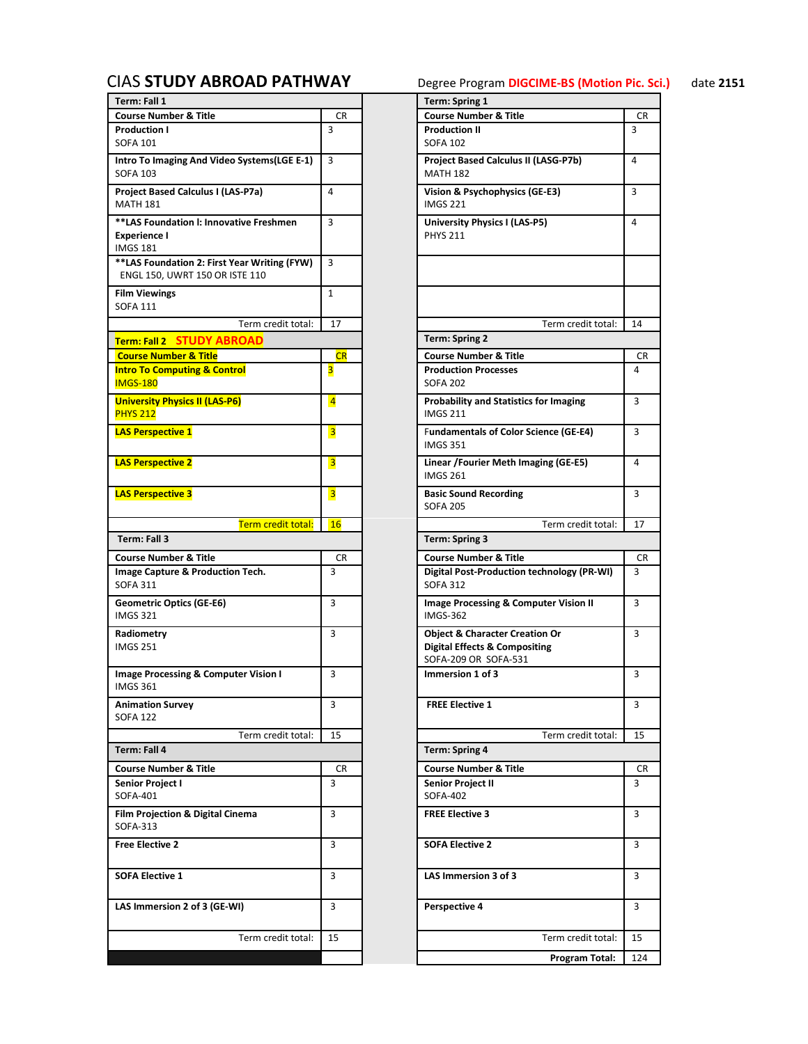# CIAS STUDY ABROAD PATHWAY

Degree Program **DIGCIME-BS (Motion Pic. Sci.)** date **2151**

| Term: Fall 1 | | Term: Spring 1 | |
|---|---|---|---|
| **Course Number & Title** | CR | **Course Number & Title** | CR |
| **Production I** SOFA 101 | 3 | **Production II** SOFA 102 | 3 |
| **Intro To Imaging And Video Systems(LGE E-1)** SOFA 103 | 3 | **Project Based Calculus II (LASG-P7b)** MATH 182 | 4 |
| **Project Based Calculus I (LAS-P7a)** MATH 181 | 4 | **Vision & Psychophysics (GE-E3)** IMGS 221 | 3 |
| **\*\*LAS Foundation I: Innovative Freshmen Experience I** IMGS 181 | 3 | **University Physics I (LAS-P5)** PHYS 211 | 4 |
| **\*\*LAS Foundation 2: First Year Writing (FYW)** ENGL 150, UWRT 150 OR ISTE 110 | 3 | | |
| **Film Viewings** SOFA 111 | 1 | | |
| Term credit total: | 17 | Term credit total: | 14 |

| Term: Fall 2 STUDY ABROAD | | Term: Spring 2 | |
|---|---|---|---|
| **Course Number & Title** | CR | **Course Number & Title** | CR |
| **Intro To Computing & Control** IMGS-180 | 3 | **Production Processes** SOFA 202 | 4 |
| **University Physics II (LAS-P6)** PHYS 212 | 4 | **Probability and Statistics for Imaging** IMGS 211 | 3 |
| **LAS Perspective 1** | 3 | **Fundamentals of Color Science (GE-E4)** IMGS 351 | 3 |
| **LAS Perspective 2** | 3 | **Linear /Fourier Meth Imaging (GE-E5)** IMGS 261 | 4 |
| **LAS Perspective 3** | 3 | **Basic Sound Recording** SOFA 205 | 3 |
| Term credit total: | 16 | Term credit total: | 17 |

| Term: Fall 3 | | Term: Spring 3 | |
|---|---|---|---|
| **Course Number & Title** | CR | **Course Number & Title** | CR |
| **Image Capture & Production Tech.** SOFA 311 | 3 | **Digital Post-Production technology (PR-WI)** SOFA 312 | 3 |
| **Geometric Optics (GE-E6)** IMGS 321 | 3 | **Image Processing & Computer Vision II** IMGS-362 | 3 |
| **Radiometry** IMGS 251 | 3 | **Object & Character Creation Or Digital Effects & Compositing** SOFA-209 OR SOFA-531 | 3 |
| **Image Processing & Computer Vision I** IMGS 361 | 3 | **Immersion 1 of 3** | 3 |
| **Animation Survey** SOFA 122 | 3 | **FREE Elective 1** | 3 |
| Term credit total: | 15 | Term credit total: | 15 |

| Term: Fall 4 | | Term: Spring 4 | |
|---|---|---|---|
| **Course Number & Title** | CR | **Course Number & Title** | CR |
| **Senior Project I** SOFA-401 | 3 | **Senior Project II** SOFA-402 | 3 |
| **Film Projection & Digital Cinema** SOFA-313 | 3 | **FREE Elective 3** | 3 |
| **Free Elective 2** | 3 | **SOFA Elective 2** | 3 |
| **SOFA Elective 1** | 3 | **LAS Immersion 3 of 3** | 3 |
| **LAS Immersion 2 of 3 (GE-WI)** | 3 | **Perspective 4** | 3 |
| Term credit total: | 15 | Term credit total: | 15 |
| | | **Program Total:** | 124 |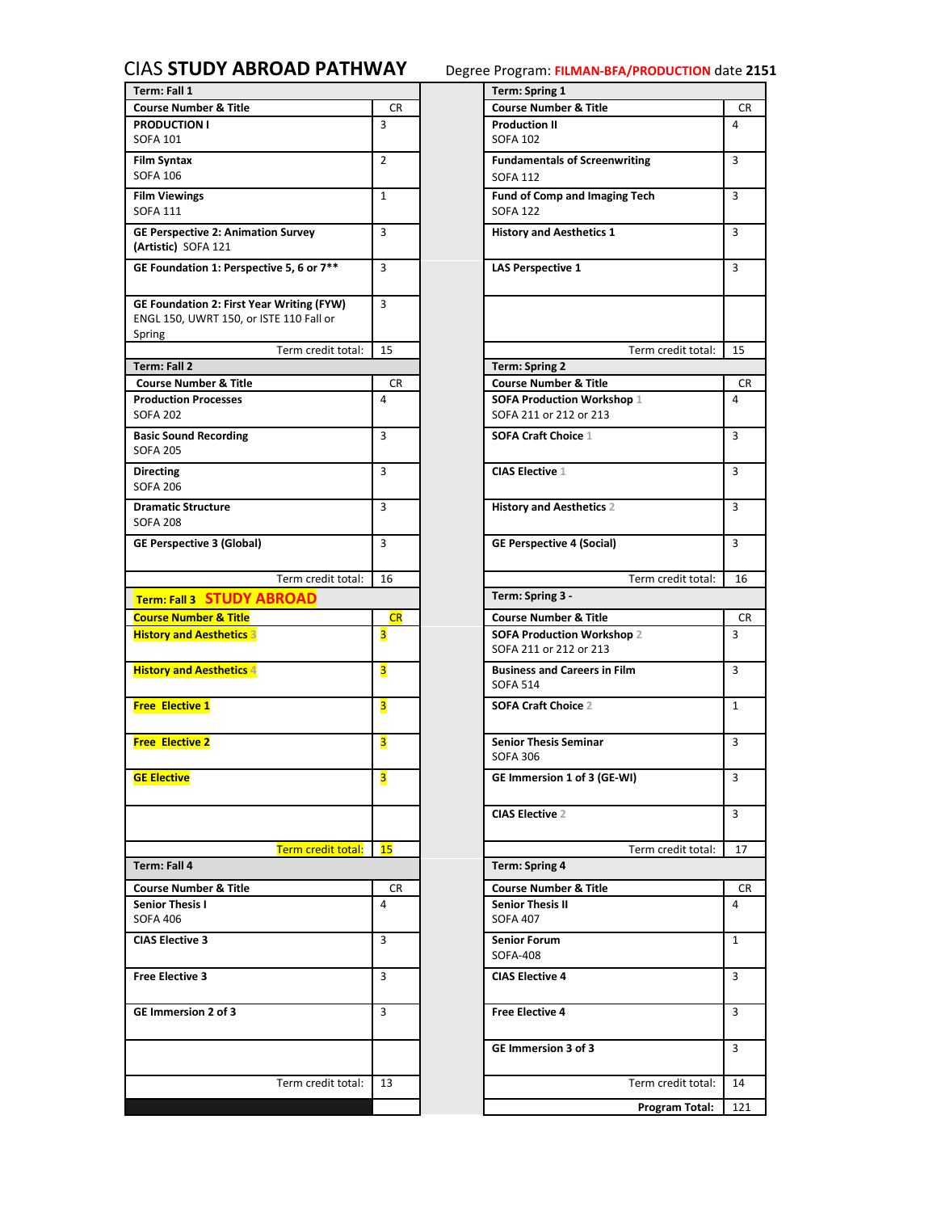# CIAS STUDY ABROAD PATHWAY

Degree Program: FILMAN-BFA/PRODUCTION date 2151

| Term: Fall 1 | | Term: Spring 1 | |
|---|---|---|---|
| **Course Number & Title** | **CR** | **Course Number & Title** | **CR** |
| **PRODUCTION I** SOFA 101 | 3 | **Production II** SOFA 102 | 4 |
| **Film Syntax** SOFA 106 | 2 | **Fundamentals of Screenwriting** SOFA 112 | 3 |
| **Film Viewings** SOFA 111 | 1 | **Fund of Comp and Imaging Tech** SOFA 122 | 3 |
| **GE Perspective 2: Animation Survey (Artistic)** SOFA 121 | 3 | **History and Aesthetics 1** | 3 |
| **GE Foundation 1: Perspective 5, 6 or 7**** | 3 | **LAS Perspective 1** | 3 |
| **GE Foundation 2: First Year Writing (FYW)** ENGL 150, UWRT 150, or ISTE 110 Fall or Spring | 3 | | |
| Term credit total: | 15 | Term credit total: | 15 |

| Term: Fall 2 | | Term: Spring 2 | |
|---|---|---|---|
| **Course Number & Title** | **CR** | **Course Number & Title** | **CR** |
| **Production Processes** SOFA 202 | 4 | **SOFA Production Workshop** 1 SOFA 211 or 212 or 213 | 4 |
| **Basic Sound Recording** SOFA 205 | 3 | **SOFA Craft Choice** 1 | 3 |
| **Directing** SOFA 206 | 3 | **CIAS Elective** 1 | 3 |
| **Dramatic Structure** SOFA 208 | 3 | **History and Aesthetics** 2 | 3 |
| **GE Perspective 3 (Global)** | 3 | **GE Perspective 4 (Social)** | 3 |
| Term credit total: | 16 | Term credit total: | 16 |

| Term: Fall 3 STUDY ABROAD | | Term: Spring 3 - | |
|---|---|---|---|
| **Course Number & Title** | **CR** | **Course Number & Title** | **CR** |
| **History and Aesthetics** 3 | 3 | **SOFA Production Workshop** 2 SOFA 211 or 212 or 213 | 3 |
| **History and Aesthetics** 4 | 3 | **Business and Careers in Film** SOFA 514 | 3 |
| **Free Elective 1** | 3 | **SOFA Craft Choice** 2 | 1 |
| **Free Elective 2** | 3 | **Senior Thesis Seminar** SOFA 306 | 3 |
| **GE Elective** | 3 | **GE Immersion 1 of 3 (GE-WI)** | 3 |
| | | **CIAS Elective** 2 | 3 |
| Term credit total: | 15 | Term credit total: | 17 |

| Term: Fall 4 | | Term: Spring 4 | |
|---|---|---|---|
| **Course Number & Title** | **CR** | **Course Number & Title** | **CR** |
| **Senior Thesis I** SOFA 406 | 4 | **Senior Thesis II** SOFA 407 | 4 |
| **CIAS Elective 3** | 3 | **Senior Forum** SOFA-408 | 1 |
| **Free Elective 3** | 3 | **CIAS Elective 4** | 3 |
| **GE Immersion 2 of 3** | 3 | **Free Elective 4** | 3 |
| | | **GE Immersion 3 of 3** | 3 |
| Term credit total: | 13 | Term credit total: | 14 |
| | | **Program Total:** | 121 |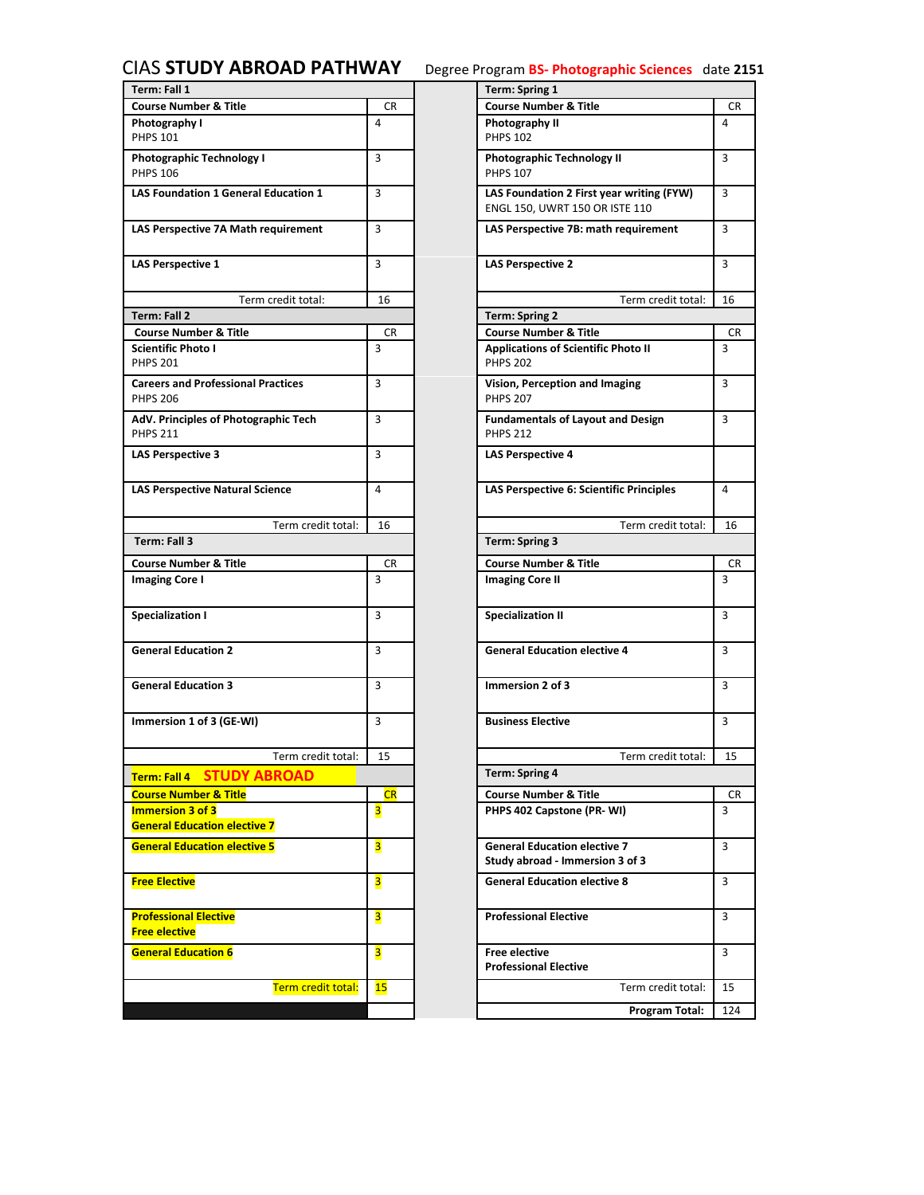# CIAS **STUDY ABROAD PATHWAY** Degree Program **BS- Photographic Sciences** date **2151**

| **Term: Fall 1** | | | **Term: Spring 1** | |
|---|---|---|---|---|
| **Course Number & Title** | CR | | **Course Number & Title** | CR |
| **Photography I** PHPS 101 | 4 | | **Photography II** PHPS 102 | 4 |
| **Photographic Technology I** PHPS 106 | 3 | | **Photographic Technology II** PHPS 107 | 3 |
| **LAS Foundation 1 General Education 1** | 3 | | **LAS Foundation 2 First year writing (FYW)** ENGL 150, UWRT 150 OR ISTE 110 | 3 |
| **LAS Perspective 7A Math requirement** | 3 | | **LAS Perspective 7B: math requirement** | 3 |
| **LAS Perspective 1** | 3 | | **LAS Perspective 2** | 3 |
| Term credit total: | 16 | | Term credit total: | 16 |
| **Term: Fall 2** | | | **Term: Spring 2** | |
| **Course Number & Title** | CR | | **Course Number & Title** | CR |
| **Scientific Photo I** PHPS 201 | 3 | | **Applications of Scientific Photo II** PHPS 202 | 3 |
| **Careers and Professional Practices** PHPS 206 | 3 | | **Vision, Perception and Imaging** PHPS 207 | 3 |
| **AdV. Principles of Photographic Tech** PHPS 211 | 3 | | **Fundamentals of Layout and Design** PHPS 212 | 3 |
| **LAS Perspective 3** | 3 | | **LAS Perspective 4** | |
| **LAS Perspective Natural Science** | 4 | | **LAS Perspective 6: Scientific Principles** | 4 |
| Term credit total: | 16 | | Term credit total: | 16 |
| **Term: Fall 3** | | | **Term: Spring 3** | |
| **Course Number & Title** | CR | | **Course Number & Title** | CR |
| **Imaging Core I** | 3 | | **Imaging Core II** | 3 |
| **Specialization I** | 3 | | **Specialization II** | 3 |
| **General Education 2** | 3 | | **General Education elective 4** | 3 |
| **General Education 3** | 3 | | **Immersion 2 of 3** | 3 |
| **Immersion 1 of 3 (GE-WI)** | 3 | | **Business Elective** | 3 |
| Term credit total: | 15 | | Term credit total: | 15 |
| **Term: Fall 4 STUDY ABROAD** | | | **Term: Spring 4** | |
| **Course Number & Title** | CR | | **Course Number & Title** | CR |
| **Immersion 3 of 3** **General Education elective 7** | 3 | | **PHPS 402 Capstone (PR- WI)** | 3 |
| **General Education elective 5** | 3 | | **General Education elective 7** **Study abroad - Immersion 3 of 3** | 3 |
| **Free Elective** | 3 | | **General Education elective 8** | 3 |
| **Professional Elective** **Free elective** | 3 | | **Professional Elective** | 3 |
| **General Education 6** | 3 | | **Free elective** **Professional Elective** | 3 |
| Term credit total: | 15 | | Term credit total: | 15 |
| | | | **Program Total:** | 124 |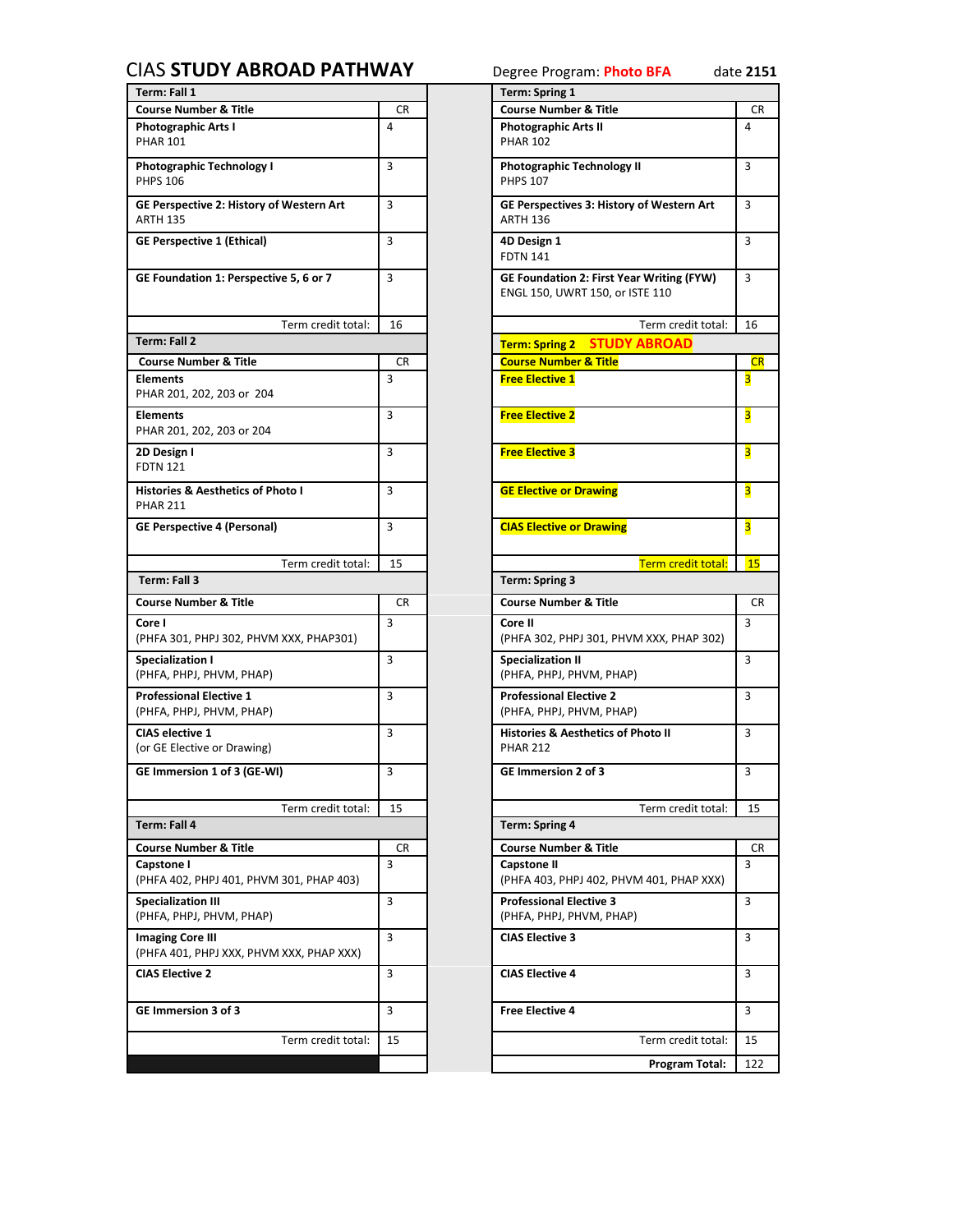# CIAS **STUDY ABROAD PATHWAY**

Degree Program: **Photo BFA** date **2151**

| Term: Fall 1 | | Term: Spring 1 | |
|---|---|---|---|
| **Course Number & Title** | CR | **Course Number & Title** | CR |
| **Photographic Arts I** PHAR 101 | 4 | **Photographic Arts II** PHAR 102 | 4 |
| **Photographic Technology I** PHPS 106 | 3 | **Photographic Technology II** PHPS 107 | 3 |
| **GE Perspective 2: History of Western Art** ARTH 135 | 3 | **GE Perspectives 3: History of Western Art** ARTH 136 | 3 |
| **GE Perspective 1 (Ethical)** | 3 | **4D Design 1** FDTN 141 | 3 |
| **GE Foundation 1: Perspective 5, 6 or 7** | 3 | **GE Foundation 2: First Year Writing (FYW)** ENGL 150, UWRT 150, or ISTE 110 | 3 |
| Term credit total: | 16 | Term credit total: | 16 |

| Term: Fall 2 | | Term: Spring 2 STUDY ABROAD | |
|---|---|---|---|
| **Course Number & Title** | CR | **Course Number & Title** | CR |
| **Elements** PHAR 201, 202, 203 or 204 | 3 | **Free Elective 1** | 3 |
| **Elements** PHAR 201, 202, 203 or 204 | 3 | **Free Elective 2** | 3 |
| **2D Design I** FDTN 121 | 3 | **Free Elective 3** | 3 |
| **Histories & Aesthetics of Photo I** PHAR 211 | 3 | **GE Elective or Drawing** | 3 |
| **GE Perspective 4 (Personal)** | 3 | **CIAS Elective or Drawing** | 3 |
| Term credit total: | 15 | Term credit total: | 15 |

| Term: Fall 3 | | Term: Spring 3 | |
|---|---|---|---|
| **Course Number & Title** | CR | **Course Number & Title** | CR |
| **Core I** (PHFA 301, PHPJ 302, PHVM XXX, PHAP301) | 3 | **Core II** (PHFA 302, PHPJ 301, PHVM XXX, PHAP 302) | 3 |
| **Specialization I** (PHFA, PHPJ, PHVM, PHAP) | 3 | **Specialization II** (PHFA, PHPJ, PHVM, PHAP) | 3 |
| **Professional Elective 1** (PHFA, PHPJ, PHVM, PHAP) | 3 | **Professional Elective 2** (PHFA, PHPJ, PHVM, PHAP) | 3 |
| **CIAS elective 1** (or GE Elective or Drawing) | 3 | **Histories & Aesthetics of Photo II** PHAR 212 | 3 |
| **GE Immersion 1 of 3 (GE-WI)** | 3 | **GE Immersion 2 of 3** | 3 |
| Term credit total: | 15 | Term credit total: | 15 |

| Term: Fall 4 | | Term: Spring 4 | |
|---|---|---|---|
| **Course Number & Title** | CR | **Course Number & Title** | CR |
| **Capstone I** (PHFA 402, PHPJ 401, PHVM 301, PHAP 403) | 3 | **Capstone II** (PHFA 403, PHPJ 402, PHVM 401, PHAP XXX) | 3 |
| **Specialization III** (PHFA, PHPJ, PHVM, PHAP) | 3 | **Professional Elective 3** (PHFA, PHPJ, PHVM, PHAP) | 3 |
| **Imaging Core III** (PHFA 401, PHPJ XXX, PHVM XXX, PHAP XXX) | 3 | **CIAS Elective 3** | 3 |
| **CIAS Elective 2** | 3 | **CIAS Elective 4** | 3 |
| **GE Immersion 3 of 3** | 3 | **Free Elective 4** | 3 |
| Term credit total: | 15 | Term credit total: | 15 |
| | | **Program Total:** | 122 |